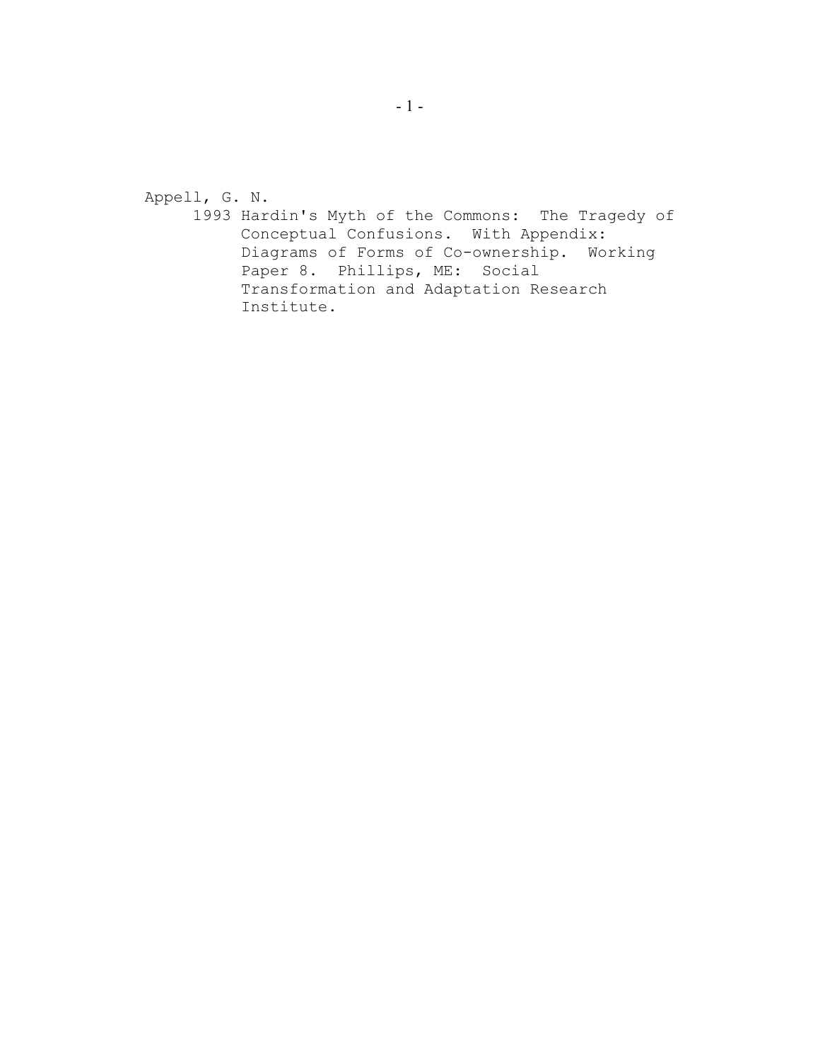Appell, G. N.

1993 Hardin's Myth of the Commons: The Tragedy of Conceptual Confusions. With Appendix: Diagrams of Forms of Co-ownership. Working Paper 8. Phillips, ME: Social Transformation and Adaptation Research Institute.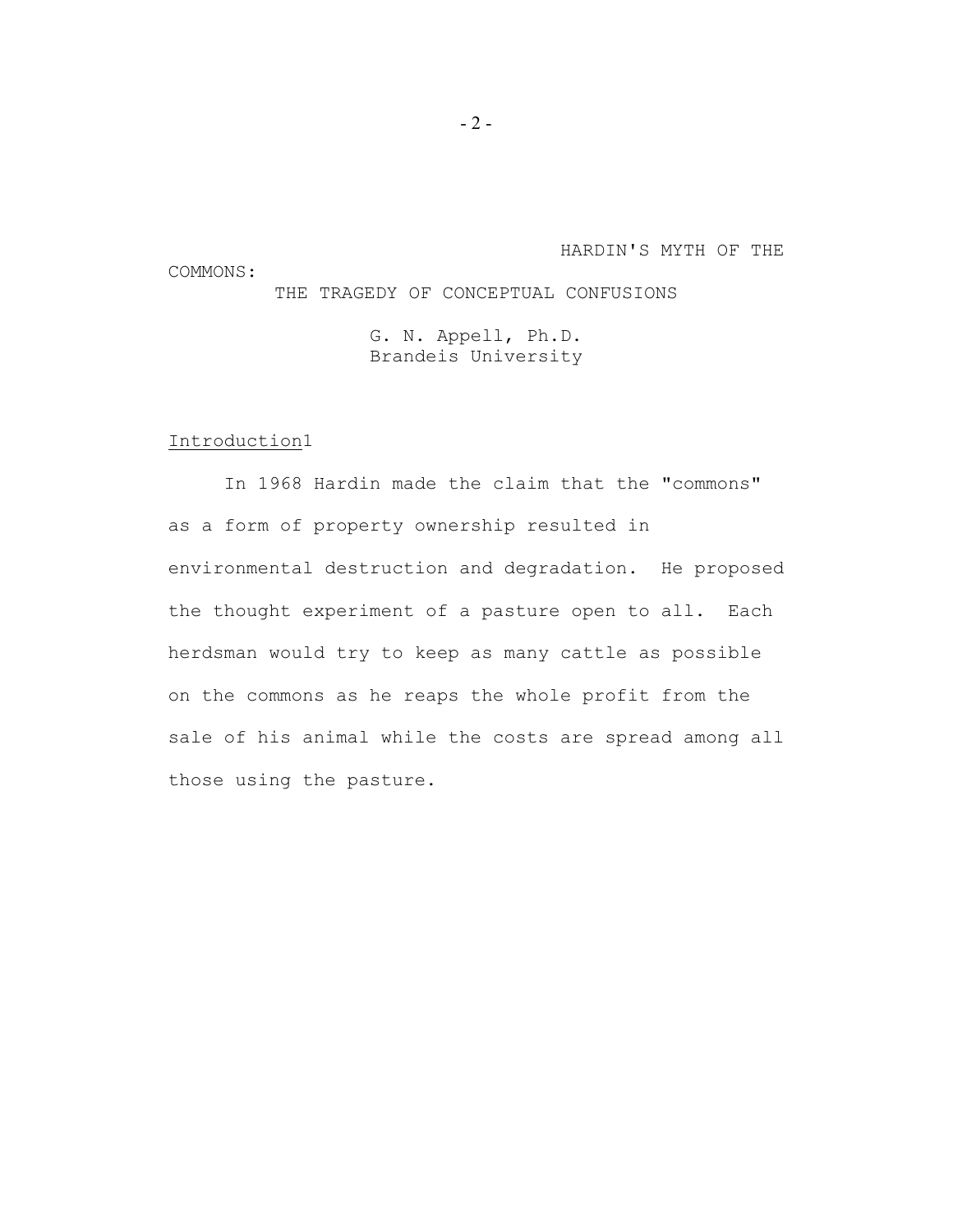# HARDIN'S MYTH OF THE COMMONS: THE TRAGEDY OF CONCEPTUAL CONFUSIONS

G. N. Appell, Ph.D.
Brandeis University

## Introduction[1]

In 1968 Hardin made the claim that the "commons" as a form of property ownership resulted in environmental destruction and degradation. He proposed the thought experiment of a pasture open to all. Each herdsman would try to keep as many cattle as possible on the commons as he reaps the whole profit from the sale of his animal while the costs are spread among all those using the pasture.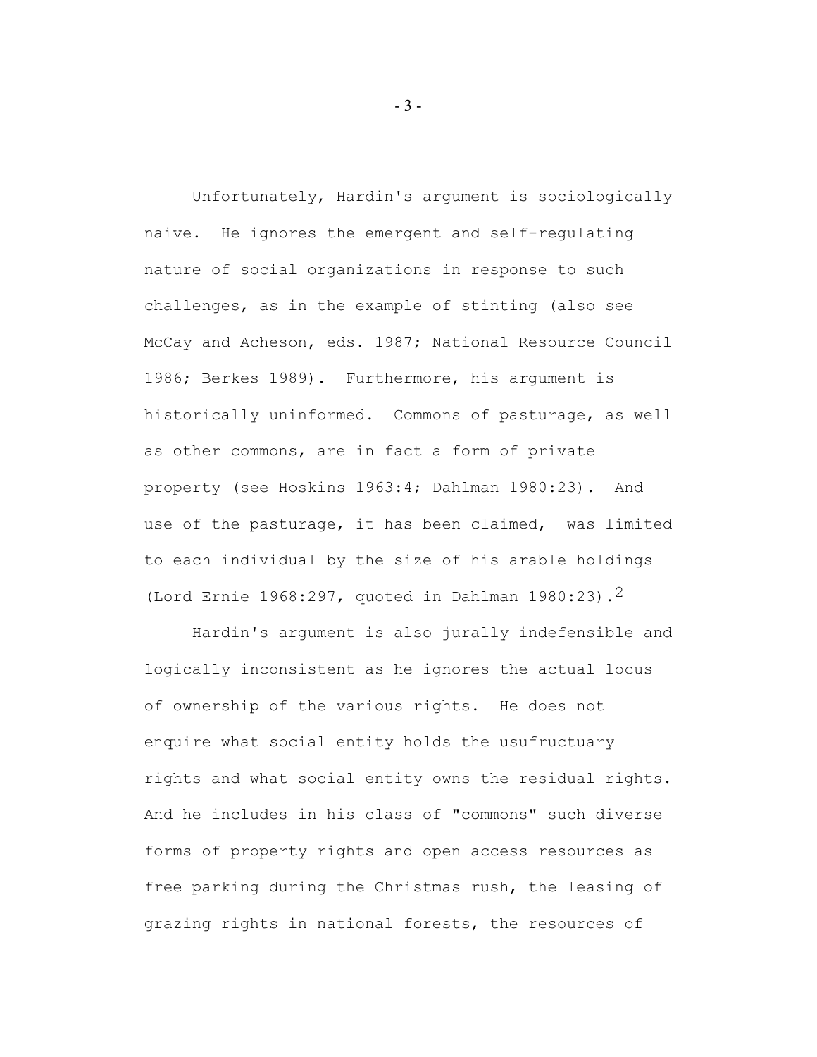Unfortunately, Hardin's argument is sociologically naive. He ignores the emergent and self-regulating nature of social organizations in response to such challenges, as in the example of stinting (also see McCay and Acheson, eds. 1987; National Resource Council 1986; Berkes 1989). Furthermore, his argument is historically uninformed. Commons of pasturage, as well as other commons, are in fact a form of private property (see Hoskins 1963:4; Dahlman 1980:23). And use of the pasturage, it has been claimed, was limited to each individual by the size of his arable holdings (Lord Ernie 1968:297, quoted in Dahlman 1980:23).[2]

Hardin's argument is also jurally indefensible and logically inconsistent as he ignores the actual locus of ownership of the various rights. He does not enquire what social entity holds the usufructuary rights and what social entity owns the residual rights. And he includes in his class of "commons" such diverse forms of property rights and open access resources as free parking during the Christmas rush, the leasing of grazing rights in national forests, the resources of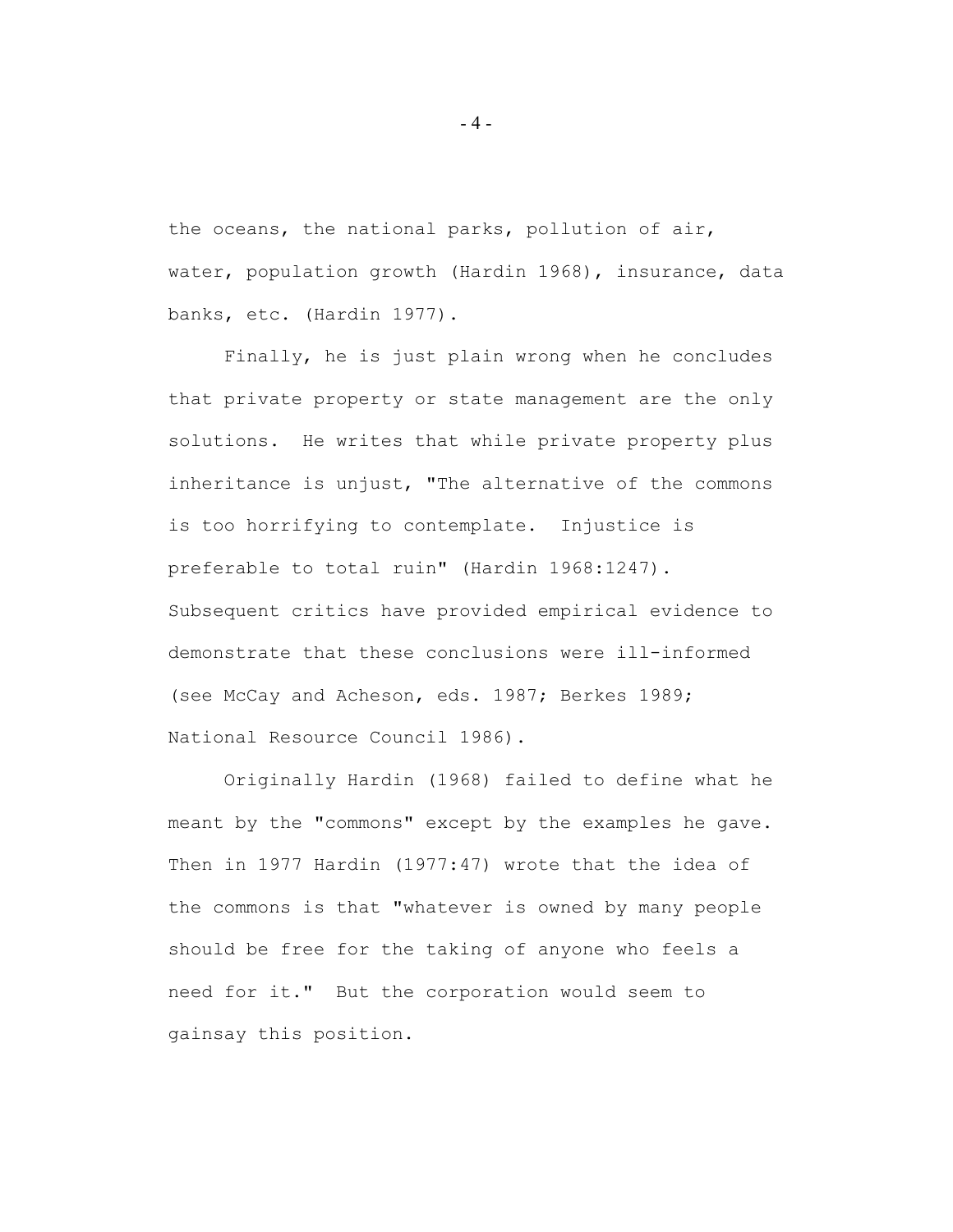the oceans, the national parks, pollution of air, water, population growth (Hardin 1968), insurance, data banks, etc. (Hardin 1977).

Finally, he is just plain wrong when he concludes that private property or state management are the only solutions. He writes that while private property plus inheritance is unjust, "The alternative of the commons is too horrifying to contemplate. Injustice is preferable to total ruin" (Hardin 1968:1247). Subsequent critics have provided empirical evidence to demonstrate that these conclusions were ill-informed (see McCay and Acheson, eds. 1987; Berkes 1989; National Resource Council 1986).

Originally Hardin (1968) failed to define what he meant by the "commons" except by the examples he gave. Then in 1977 Hardin (1977:47) wrote that the idea of the commons is that "whatever is owned by many people should be free for the taking of anyone who feels a need for it." But the corporation would seem to gainsay this position.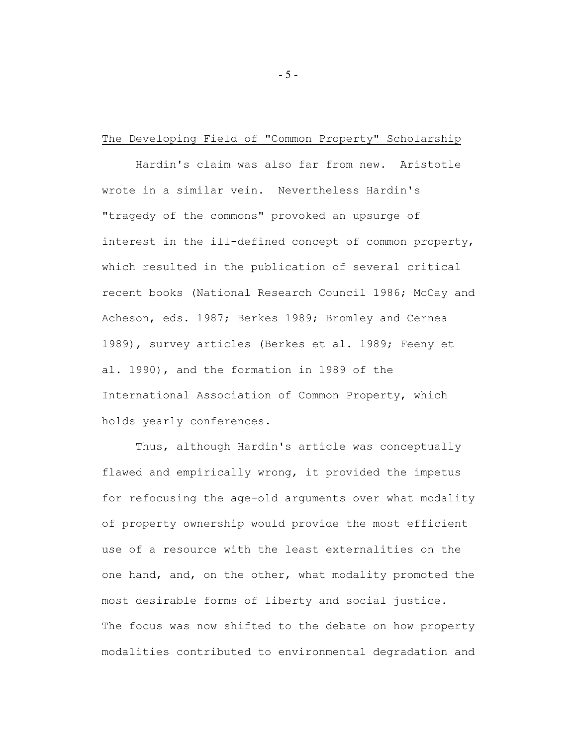## The Developing Field of "Common Property" Scholarship

Hardin's claim was also far from new. Aristotle wrote in a similar vein. Nevertheless Hardin's "tragedy of the commons" provoked an upsurge of interest in the ill-defined concept of common property, which resulted in the publication of several critical recent books (National Research Council 1986; McCay and Acheson, eds. 1987; Berkes 1989; Bromley and Cernea 1989), survey articles (Berkes et al. 1989; Feeny et al. 1990), and the formation in 1989 of the International Association of Common Property, which holds yearly conferences.

Thus, although Hardin's article was conceptually flawed and empirically wrong, it provided the impetus for refocusing the age-old arguments over what modality of property ownership would provide the most efficient use of a resource with the least externalities on the one hand, and, on the other, what modality promoted the most desirable forms of liberty and social justice. The focus was now shifted to the debate on how property modalities contributed to environmental degradation and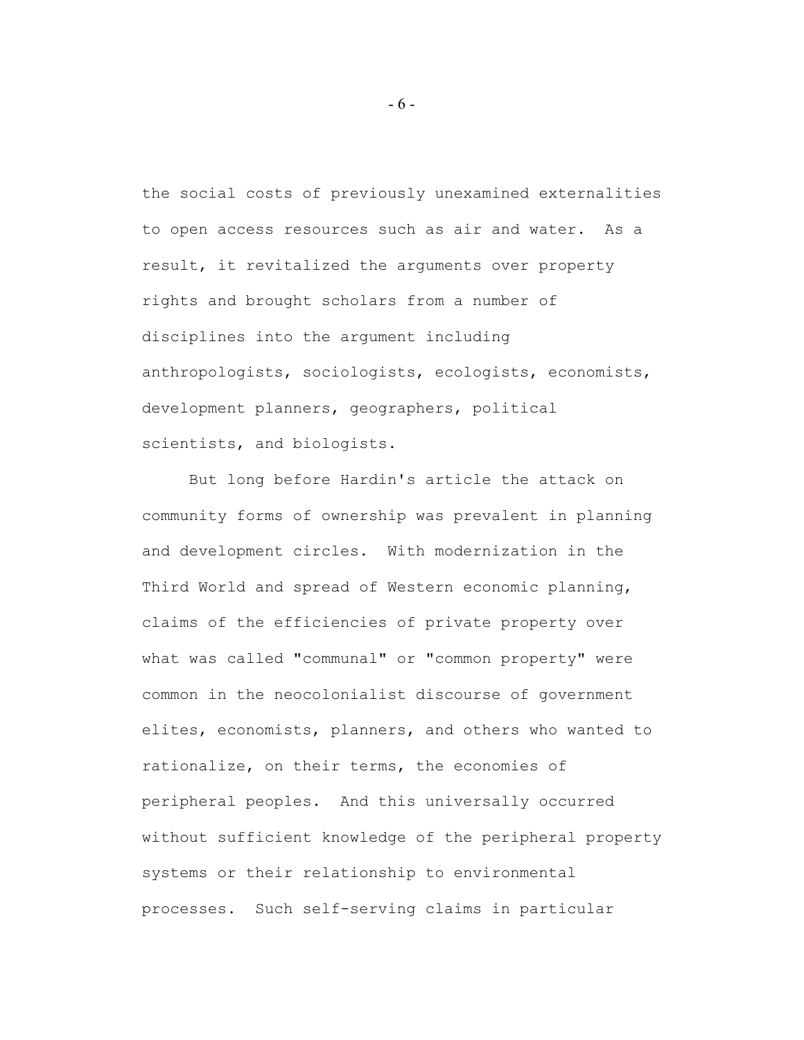the social costs of previously unexamined externalities to open access resources such as air and water. As a result, it revitalized the arguments over property rights and brought scholars from a number of disciplines into the argument including anthropologists, sociologists, ecologists, economists, development planners, geographers, political scientists, and biologists.

But long before Hardin's article the attack on community forms of ownership was prevalent in planning and development circles. With modernization in the Third World and spread of Western economic planning, claims of the efficiencies of private property over what was called "communal" or "common property" were common in the neocolonialist discourse of government elites, economists, planners, and others who wanted to rationalize, on their terms, the economies of peripheral peoples. And this universally occurred without sufficient knowledge of the peripheral property systems or their relationship to environmental processes. Such self-serving claims in particular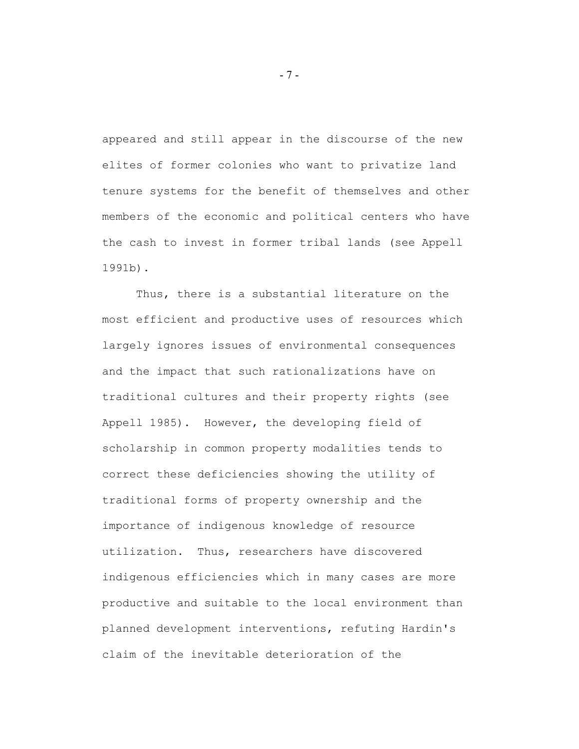appeared and still appear in the discourse of the new elites of former colonies who want to privatize land tenure systems for the benefit of themselves and other members of the economic and political centers who have the cash to invest in former tribal lands (see Appell 1991b).

Thus, there is a substantial literature on the most efficient and productive uses of resources which largely ignores issues of environmental consequences and the impact that such rationalizations have on traditional cultures and their property rights (see Appell 1985). However, the developing field of scholarship in common property modalities tends to correct these deficiencies showing the utility of traditional forms of property ownership and the importance of indigenous knowledge of resource utilization. Thus, researchers have discovered indigenous efficiencies which in many cases are more productive and suitable to the local environment than planned development interventions, refuting Hardin's claim of the inevitable deterioration of the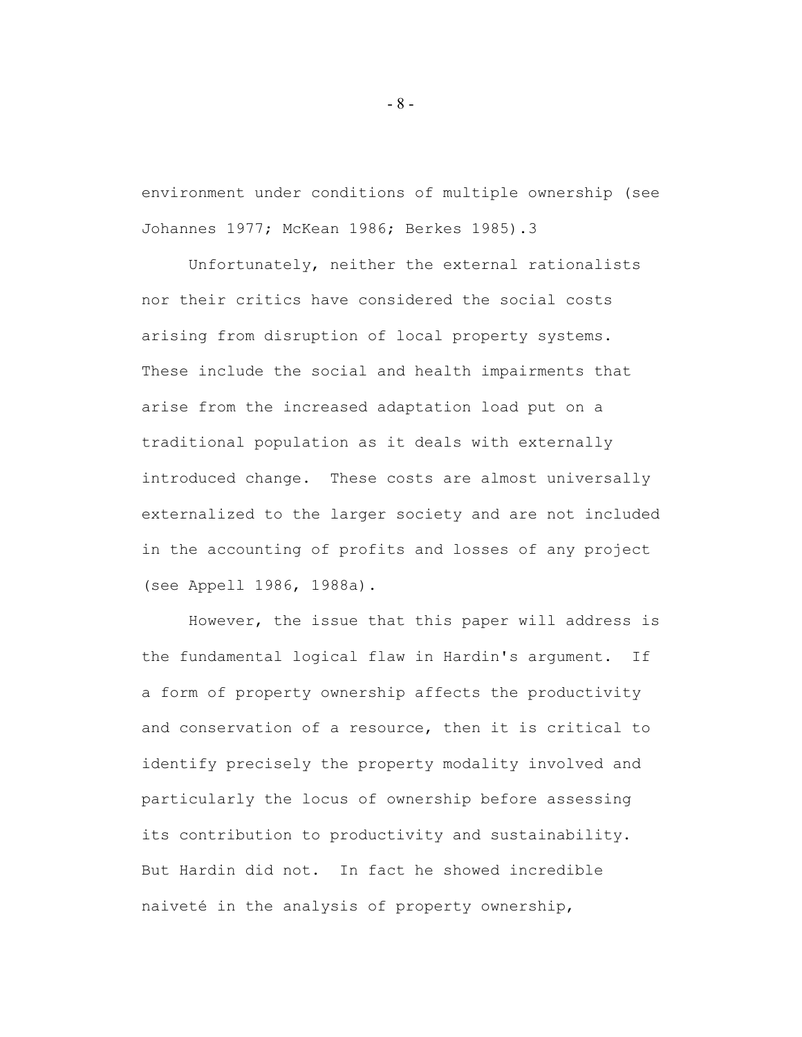environment under conditions of multiple ownership (see Johannes 1977; McKean 1986; Berkes 1985).3

Unfortunately, neither the external rationalists nor their critics have considered the social costs arising from disruption of local property systems. These include the social and health impairments that arise from the increased adaptation load put on a traditional population as it deals with externally introduced change. These costs are almost universally externalized to the larger society and are not included in the accounting of profits and losses of any project (see Appell 1986, 1988a).

However, the issue that this paper will address is the fundamental logical flaw in Hardin's argument. If a form of property ownership affects the productivity and conservation of a resource, then it is critical to identify precisely the property modality involved and particularly the locus of ownership before assessing its contribution to productivity and sustainability. But Hardin did not. In fact he showed incredible naiveté in the analysis of property ownership,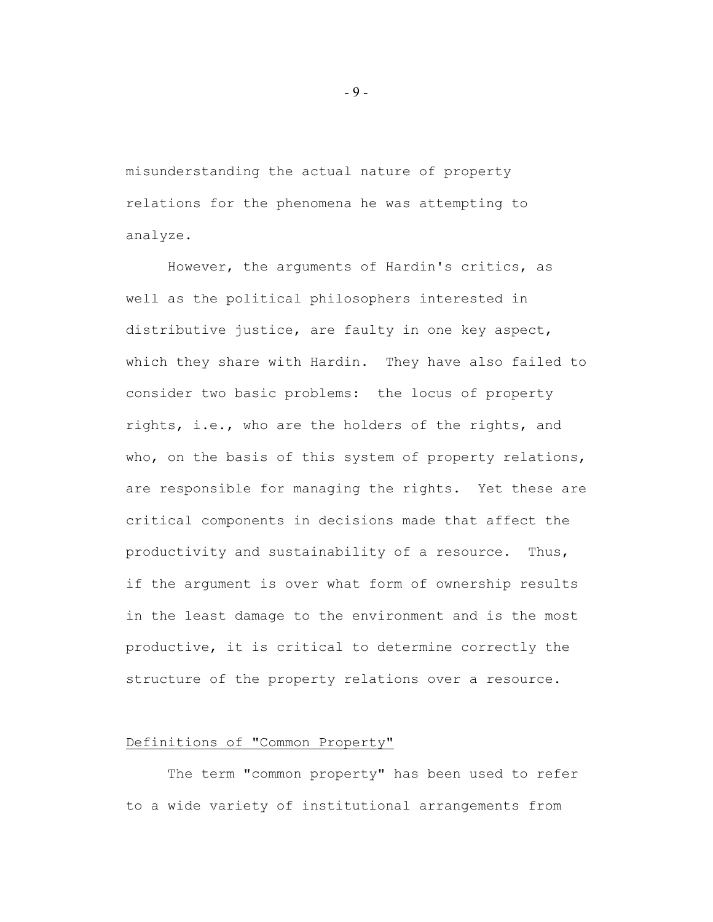misunderstanding the actual nature of property relations for the phenomena he was attempting to analyze.

However, the arguments of Hardin's critics, as well as the political philosophers interested in distributive justice, are faulty in one key aspect, which they share with Hardin. They have also failed to consider two basic problems: the locus of property rights, i.e., who are the holders of the rights, and who, on the basis of this system of property relations, are responsible for managing the rights. Yet these are critical components in decisions made that affect the productivity and sustainability of a resource. Thus, if the argument is over what form of ownership results in the least damage to the environment and is the most productive, it is critical to determine correctly the structure of the property relations over a resource.

## Definitions of "Common Property"

The term "common property" has been used to refer to a wide variety of institutional arrangements from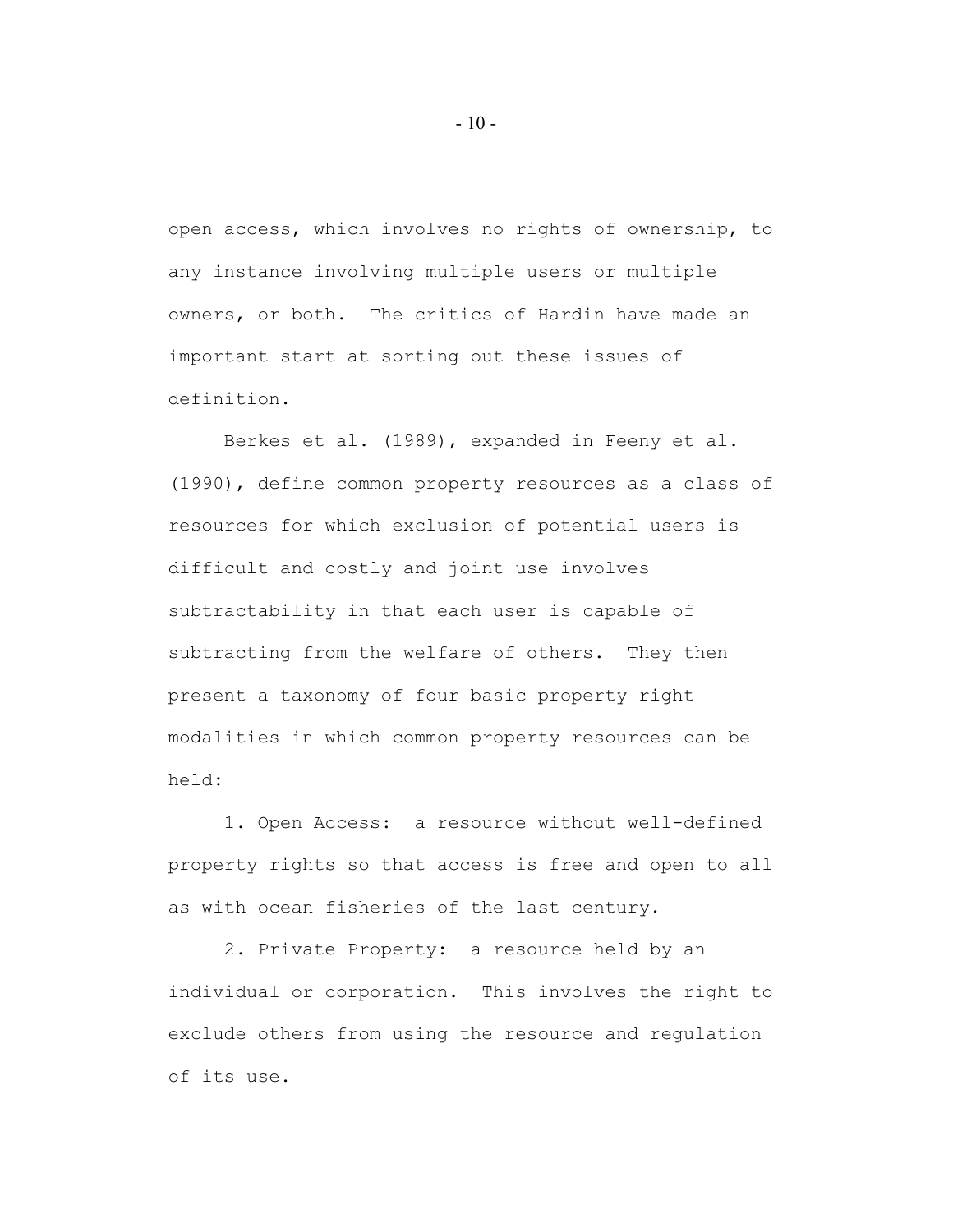open access, which involves no rights of ownership, to any instance involving multiple users or multiple owners, or both. The critics of Hardin have made an important start at sorting out these issues of definition.

Berkes et al. (1989), expanded in Feeny et al. (1990), define common property resources as a class of resources for which exclusion of potential users is difficult and costly and joint use involves subtractability in that each user is capable of subtracting from the welfare of others. They then present a taxonomy of four basic property right modalities in which common property resources can be held:

1. Open Access: a resource without well-defined property rights so that access is free and open to all as with ocean fisheries of the last century.

2. Private Property: a resource held by an individual or corporation. This involves the right to exclude others from using the resource and regulation of its use.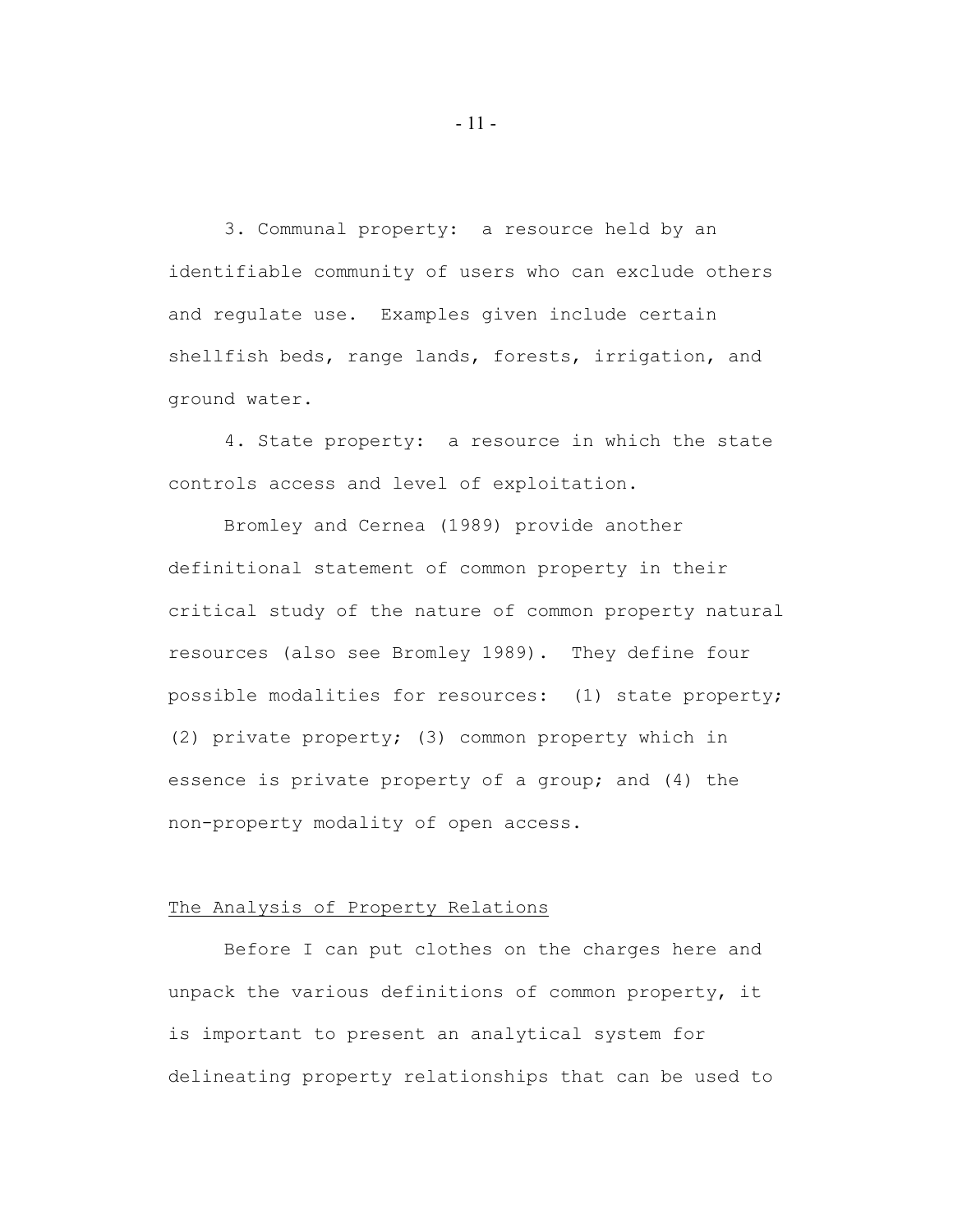3. Communal property: a resource held by an identifiable community of users who can exclude others and regulate use. Examples given include certain shellfish beds, range lands, forests, irrigation, and ground water.

4. State property: a resource in which the state controls access and level of exploitation.

Bromley and Cernea (1989) provide another definitional statement of common property in their critical study of the nature of common property natural resources (also see Bromley 1989). They define four possible modalities for resources: (1) state property; (2) private property; (3) common property which in essence is private property of a group; and (4) the non-property modality of open access.

## The Analysis of Property Relations

Before I can put clothes on the charges here and unpack the various definitions of common property, it is important to present an analytical system for delineating property relationships that can be used to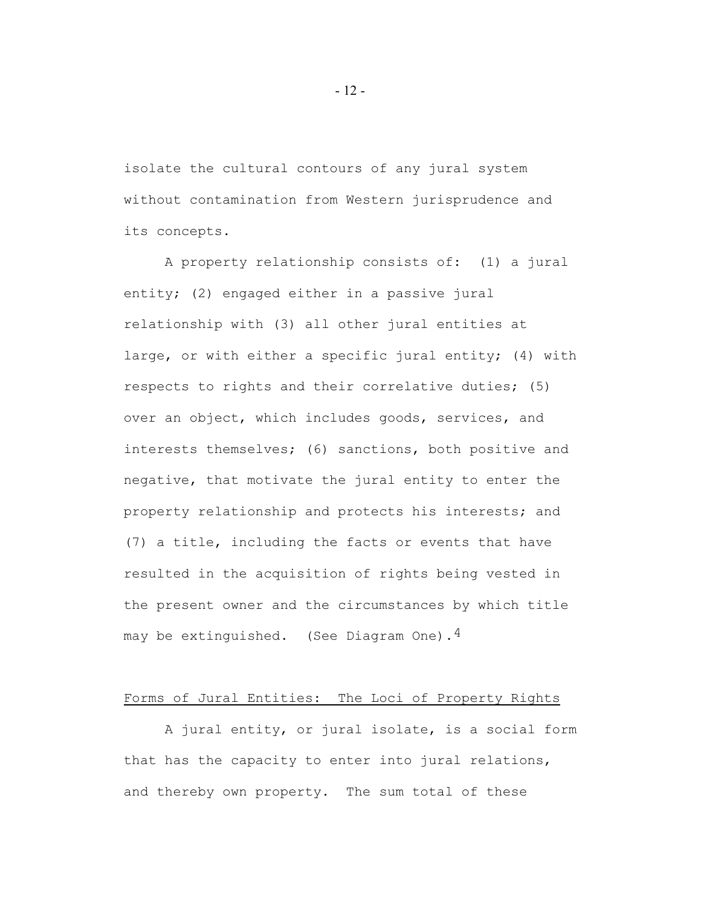isolate the cultural contours of any jural system without contamination from Western jurisprudence and its concepts.

A property relationship consists of: (1) a jural entity; (2) engaged either in a passive jural relationship with (3) all other jural entities at large, or with either a specific jural entity; (4) with respects to rights and their correlative duties; (5) over an object, which includes goods, services, and interests themselves; (6) sanctions, both positive and negative, that motivate the jural entity to enter the property relationship and protects his interests; and (7) a title, including the facts or events that have resulted in the acquisition of rights being vested in the present owner and the circumstances by which title may be extinguished. (See Diagram One).[4]

<u>Forms of Jural Entities: The Loci of Property Rights</u>

A jural entity, or jural isolate, is a social form that has the capacity to enter into jural relations, and thereby own property. The sum total of these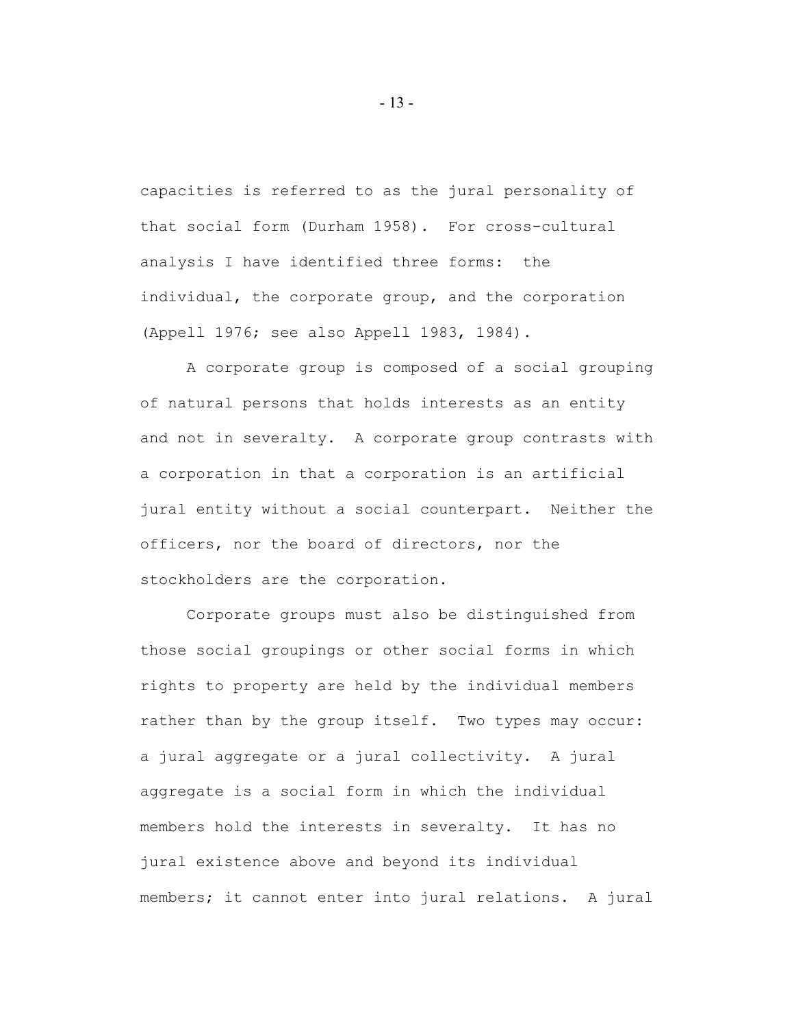capacities is referred to as the jural personality of that social form (Durham 1958). For cross-cultural analysis I have identified three forms: the individual, the corporate group, and the corporation (Appell 1976; see also Appell 1983, 1984).

A corporate group is composed of a social grouping of natural persons that holds interests as an entity and not in severalty. A corporate group contrasts with a corporation in that a corporation is an artificial jural entity without a social counterpart. Neither the officers, nor the board of directors, nor the stockholders are the corporation.

Corporate groups must also be distinguished from those social groupings or other social forms in which rights to property are held by the individual members rather than by the group itself. Two types may occur: a jural aggregate or a jural collectivity. A jural aggregate is a social form in which the individual members hold the interests in severalty. It has no jural existence above and beyond its individual members; it cannot enter into jural relations. A jural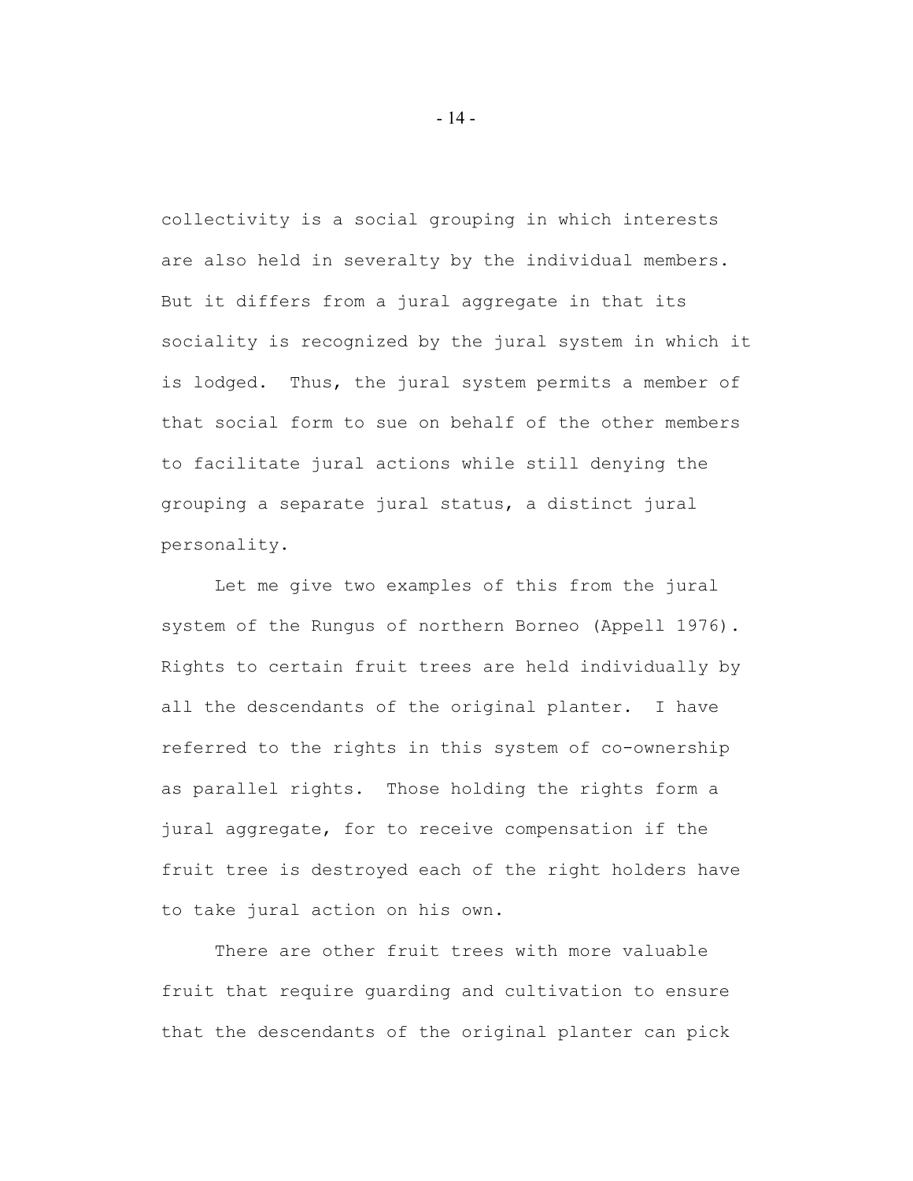collectivity is a social grouping in which interests are also held in severalty by the individual members. But it differs from a jural aggregate in that its sociality is recognized by the jural system in which it is lodged. Thus, the jural system permits a member of that social form to sue on behalf of the other members to facilitate jural actions while still denying the grouping a separate jural status, a distinct jural personality.

Let me give two examples of this from the jural system of the Rungus of northern Borneo (Appell 1976). Rights to certain fruit trees are held individually by all the descendants of the original planter. I have referred to the rights in this system of co-ownership as parallel rights. Those holding the rights form a jural aggregate, for to receive compensation if the fruit tree is destroyed each of the right holders have to take jural action on his own.

There are other fruit trees with more valuable fruit that require guarding and cultivation to ensure that the descendants of the original planter can pick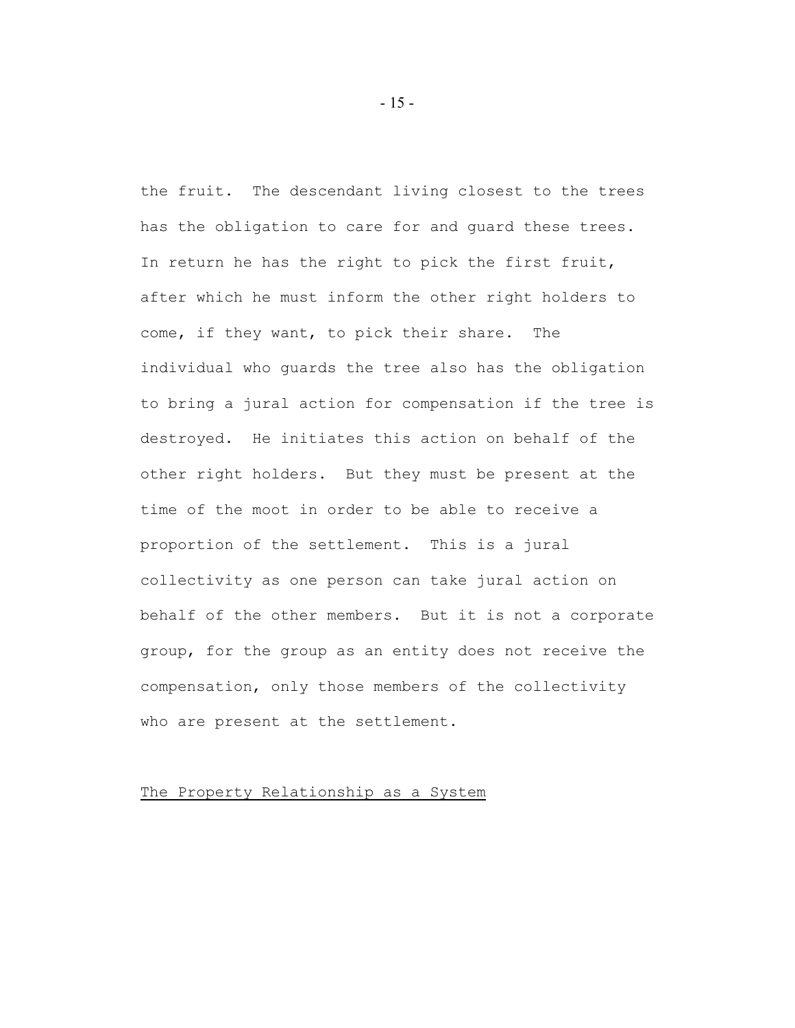the fruit. The descendant living closest to the trees has the obligation to care for and guard these trees. In return he has the right to pick the first fruit, after which he must inform the other right holders to come, if they want, to pick their share. The individual who guards the tree also has the obligation to bring a jural action for compensation if the tree is destroyed. He initiates this action on behalf of the other right holders. But they must be present at the time of the moot in order to be able to receive a proportion of the settlement. This is a jural collectivity as one person can take jural action on behalf of the other members. But it is not a corporate group, for the group as an entity does not receive the compensation, only those members of the collectivity who are present at the settlement.

## The Property Relationship as a System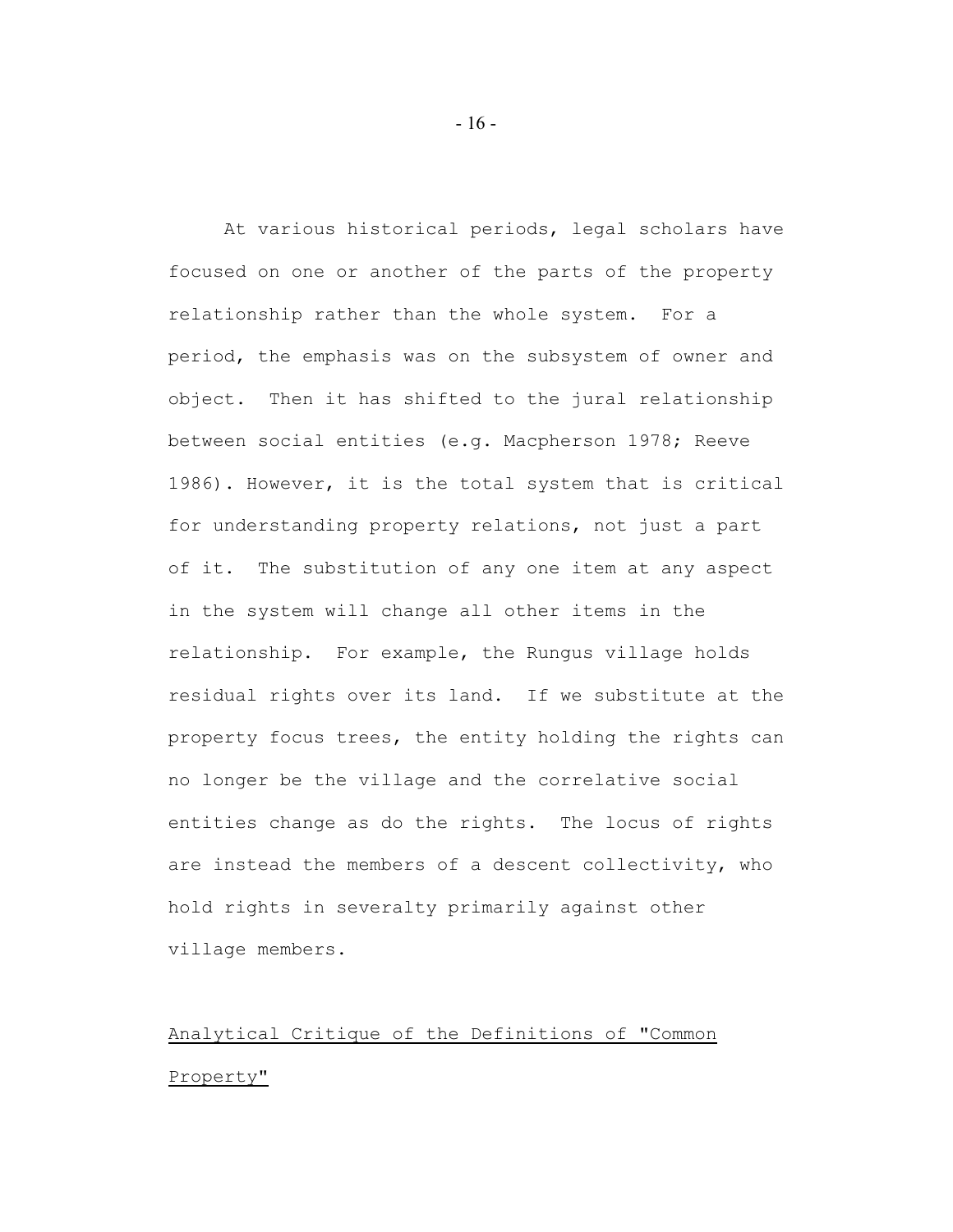At various historical periods, legal scholars have focused on one or another of the parts of the property relationship rather than the whole system. For a period, the emphasis was on the subsystem of owner and object. Then it has shifted to the jural relationship between social entities (e.g. Macpherson 1978; Reeve 1986). However, it is the total system that is critical for understanding property relations, not just a part of it. The substitution of any one item at any aspect in the system will change all other items in the relationship. For example, the Rungus village holds residual rights over its land. If we substitute at the property focus trees, the entity holding the rights can no longer be the village and the correlative social entities change as do the rights. The locus of rights are instead the members of a descent collectivity, who hold rights in severalty primarily against other village members.

## Analytical Critique of the Definitions of "Common Property"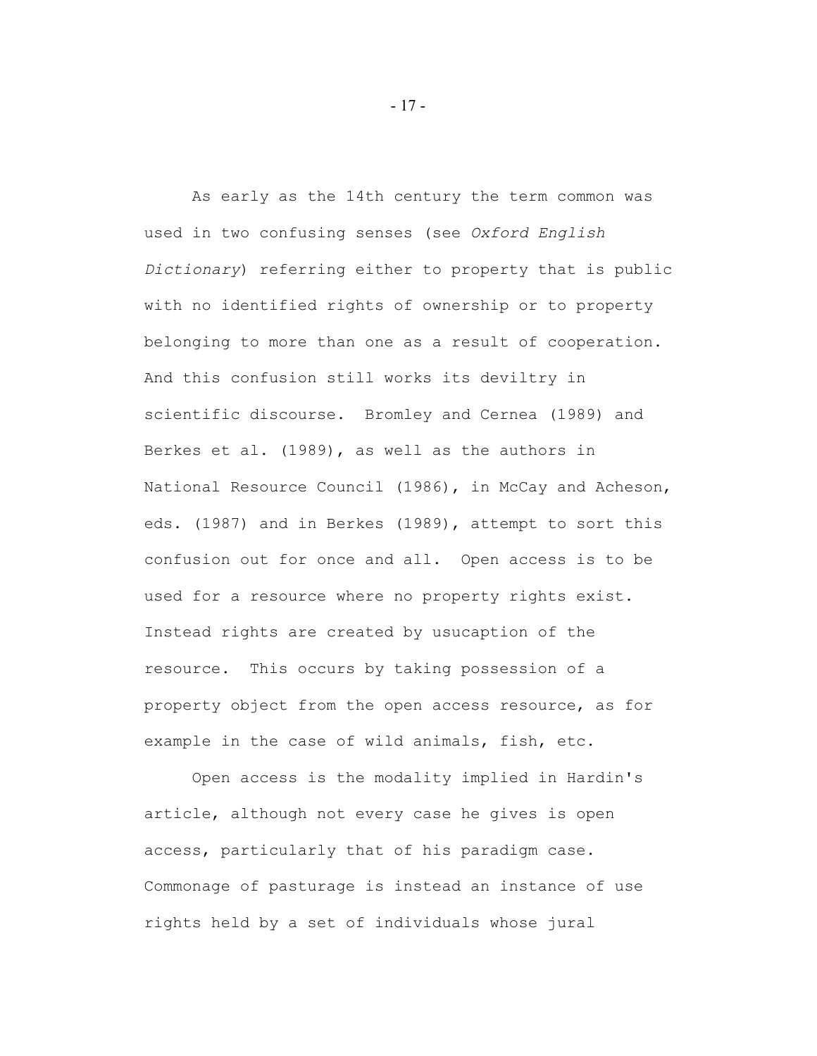As early as the 14th century the term common was used in two confusing senses (see *Oxford English Dictionary*) referring either to property that is public with no identified rights of ownership or to property belonging to more than one as a result of cooperation. And this confusion still works its deviltry in scientific discourse. Bromley and Cernea (1989) and Berkes et al. (1989), as well as the authors in National Resource Council (1986), in McCay and Acheson, eds. (1987) and in Berkes (1989), attempt to sort this confusion out for once and all. Open access is to be used for a resource where no property rights exist. Instead rights are created by usucaption of the resource. This occurs by taking possession of a property object from the open access resource, as for example in the case of wild animals, fish, etc.

Open access is the modality implied in Hardin's article, although not every case he gives is open access, particularly that of his paradigm case. Commonage of pasturage is instead an instance of use rights held by a set of individuals whose jural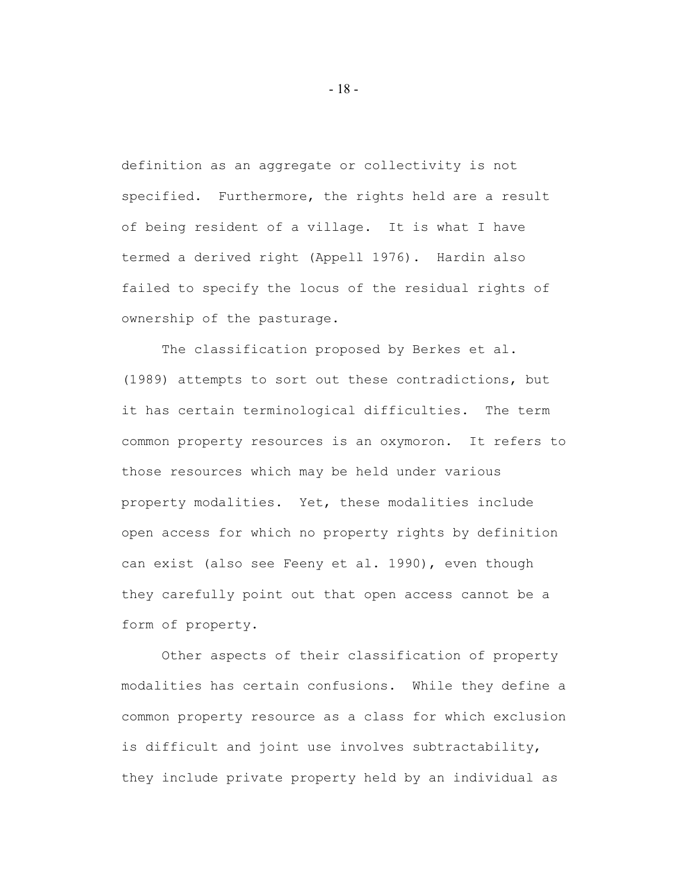definition as an aggregate or collectivity is not specified. Furthermore, the rights held are a result of being resident of a village. It is what I have termed a derived right (Appell 1976). Hardin also failed to specify the locus of the residual rights of ownership of the pasturage.

The classification proposed by Berkes et al. (1989) attempts to sort out these contradictions, but it has certain terminological difficulties. The term common property resources is an oxymoron. It refers to those resources which may be held under various property modalities. Yet, these modalities include open access for which no property rights by definition can exist (also see Feeny et al. 1990), even though they carefully point out that open access cannot be a form of property.

Other aspects of their classification of property modalities has certain confusions. While they define a common property resource as a class for which exclusion is difficult and joint use involves subtractability, they include private property held by an individual as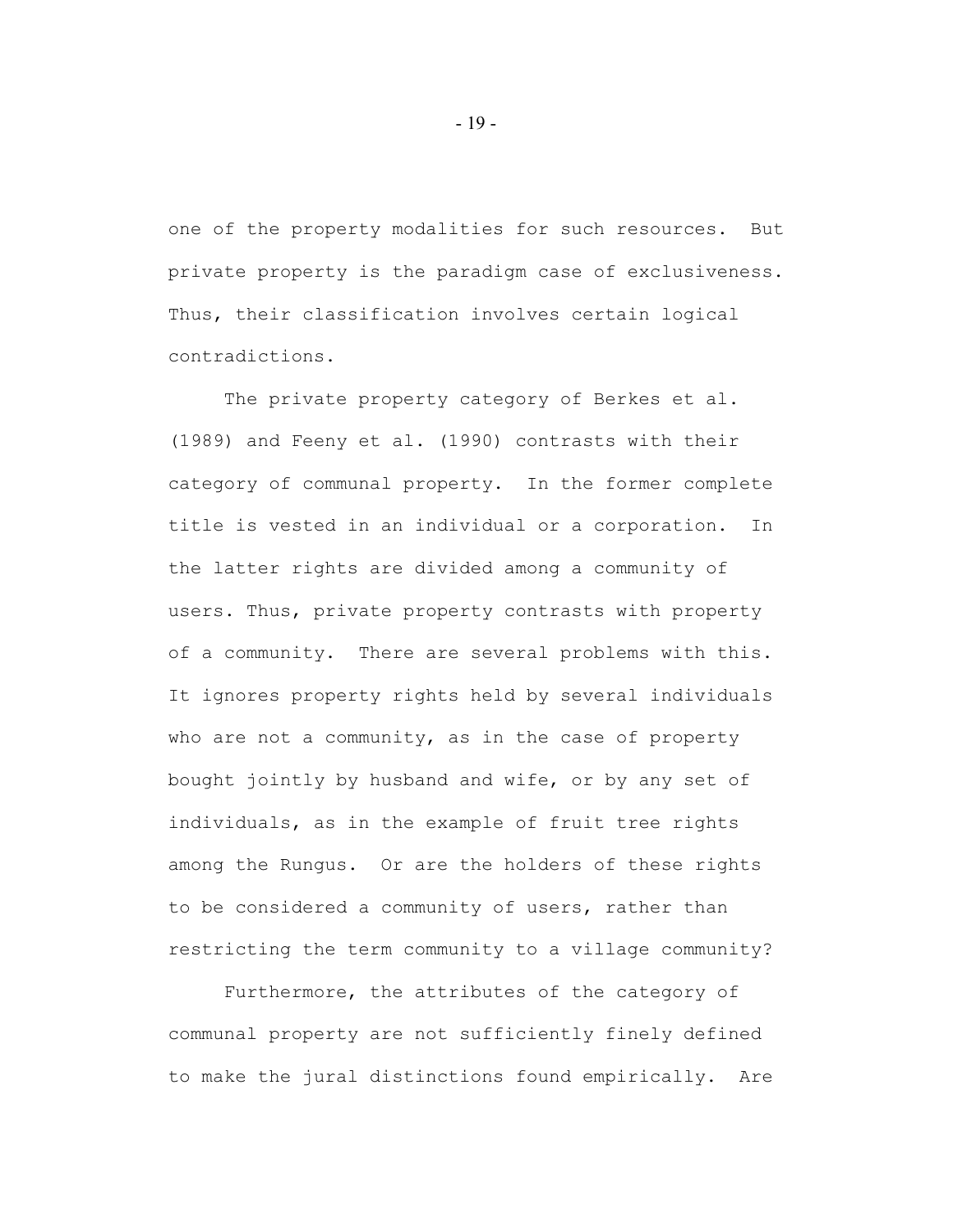one of the property modalities for such resources. But private property is the paradigm case of exclusiveness. Thus, their classification involves certain logical contradictions.

The private property category of Berkes et al. (1989) and Feeny et al. (1990) contrasts with their category of communal property. In the former complete title is vested in an individual or a corporation. In the latter rights are divided among a community of users. Thus, private property contrasts with property of a community. There are several problems with this. It ignores property rights held by several individuals who are not a community, as in the case of property bought jointly by husband and wife, or by any set of individuals, as in the example of fruit tree rights among the Rungus. Or are the holders of these rights to be considered a community of users, rather than restricting the term community to a village community?

Furthermore, the attributes of the category of communal property are not sufficiently finely defined to make the jural distinctions found empirically. Are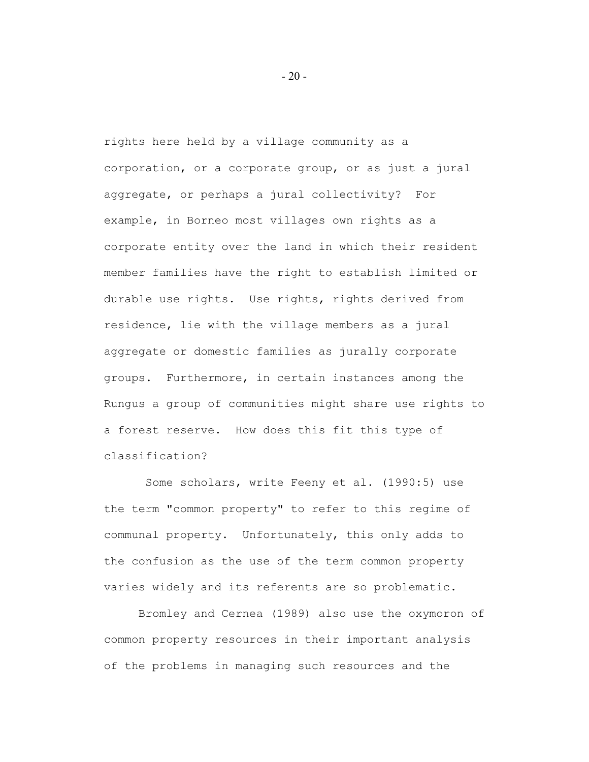rights here held by a village community as a corporation, or a corporate group, or as just a jural aggregate, or perhaps a jural collectivity? For example, in Borneo most villages own rights as a corporate entity over the land in which their resident member families have the right to establish limited or durable use rights. Use rights, rights derived from residence, lie with the village members as a jural aggregate or domestic families as jurally corporate groups. Furthermore, in certain instances among the Rungus a group of communities might share use rights to a forest reserve. How does this fit this type of classification?

Some scholars, write Feeny et al. (1990:5) use the term "common property" to refer to this regime of communal property. Unfortunately, this only adds to the confusion as the use of the term common property varies widely and its referents are so problematic.

Bromley and Cernea (1989) also use the oxymoron of common property resources in their important analysis of the problems in managing such resources and the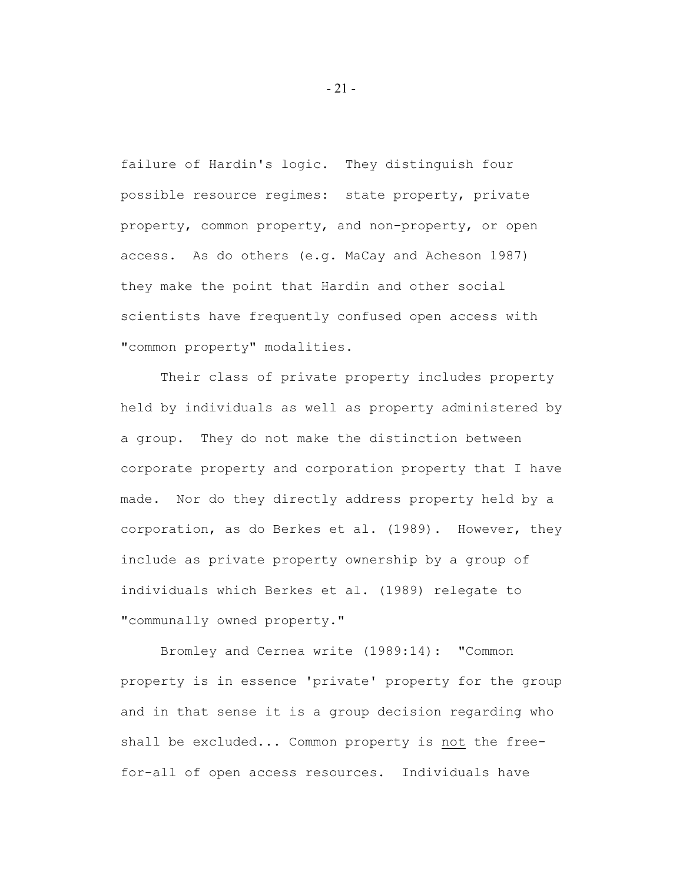failure of Hardin's logic. They distinguish four possible resource regimes: state property, private property, common property, and non-property, or open access. As do others (e.g. MaCay and Acheson 1987) they make the point that Hardin and other social scientists have frequently confused open access with "common property" modalities.

Their class of private property includes property held by individuals as well as property administered by a group. They do not make the distinction between corporate property and corporation property that I have made. Nor do they directly address property held by a corporation, as do Berkes et al. (1989). However, they include as private property ownership by a group of individuals which Berkes et al. (1989) relegate to "communally owned property."

Bromley and Cernea write (1989:14): "Common property is in essence 'private' property for the group and in that sense it is a group decision regarding who shall be excluded... Common property is <u>not</u> the free-for-all of open access resources. Individuals have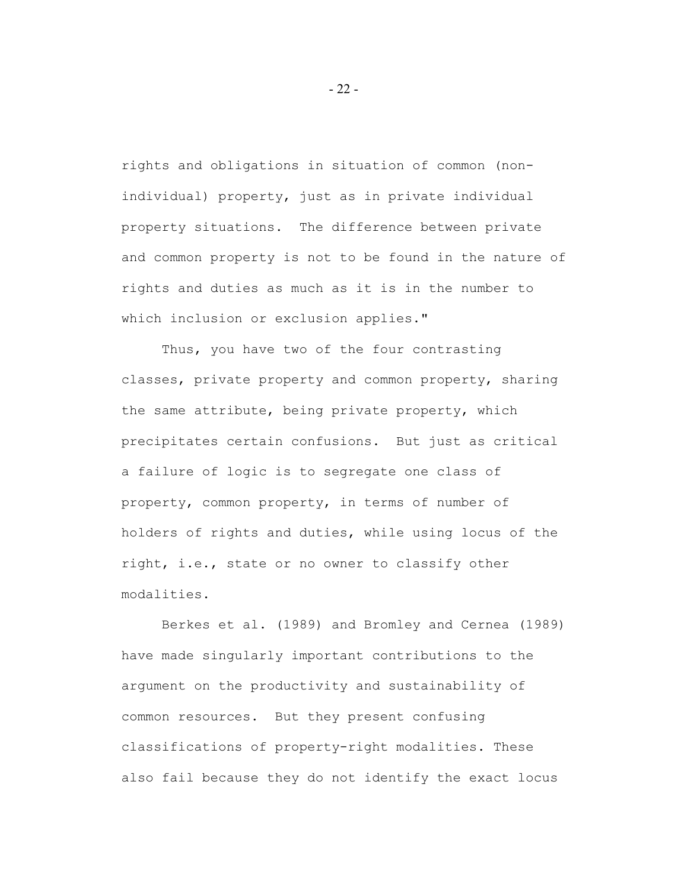rights and obligations in situation of common (non-individual) property, just as in private individual property situations. The difference between private and common property is not to be found in the nature of rights and duties as much as it is in the number to which inclusion or exclusion applies."

Thus, you have two of the four contrasting classes, private property and common property, sharing the same attribute, being private property, which precipitates certain confusions. But just as critical a failure of logic is to segregate one class of property, common property, in terms of number of holders of rights and duties, while using locus of the right, i.e., state or no owner to classify other modalities.

Berkes et al. (1989) and Bromley and Cernea (1989) have made singularly important contributions to the argument on the productivity and sustainability of common resources. But they present confusing classifications of property-right modalities. These also fail because they do not identify the exact locus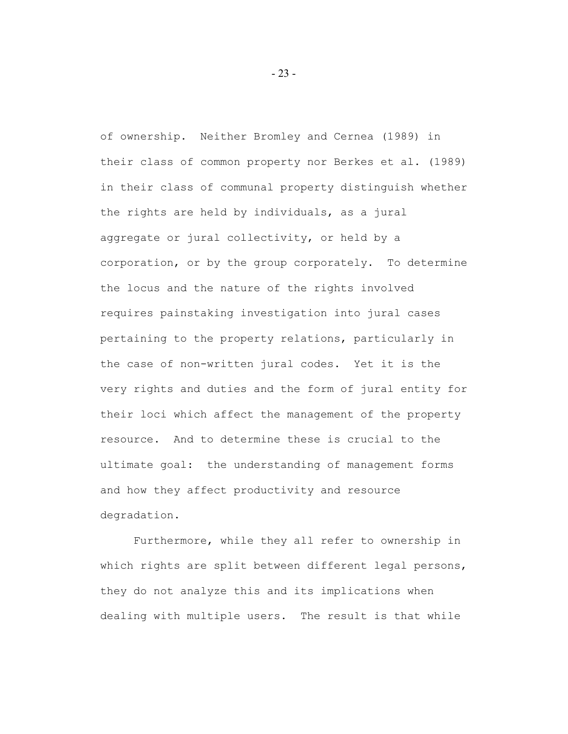of ownership. Neither Bromley and Cernea (1989) in their class of common property nor Berkes et al. (1989) in their class of communal property distinguish whether the rights are held by individuals, as a jural aggregate or jural collectivity, or held by a corporation, or by the group corporately. To determine the locus and the nature of the rights involved requires painstaking investigation into jural cases pertaining to the property relations, particularly in the case of non-written jural codes. Yet it is the very rights and duties and the form of jural entity for their loci which affect the management of the property resource. And to determine these is crucial to the ultimate goal: the understanding of management forms and how they affect productivity and resource degradation.

Furthermore, while they all refer to ownership in which rights are split between different legal persons, they do not analyze this and its implications when dealing with multiple users. The result is that while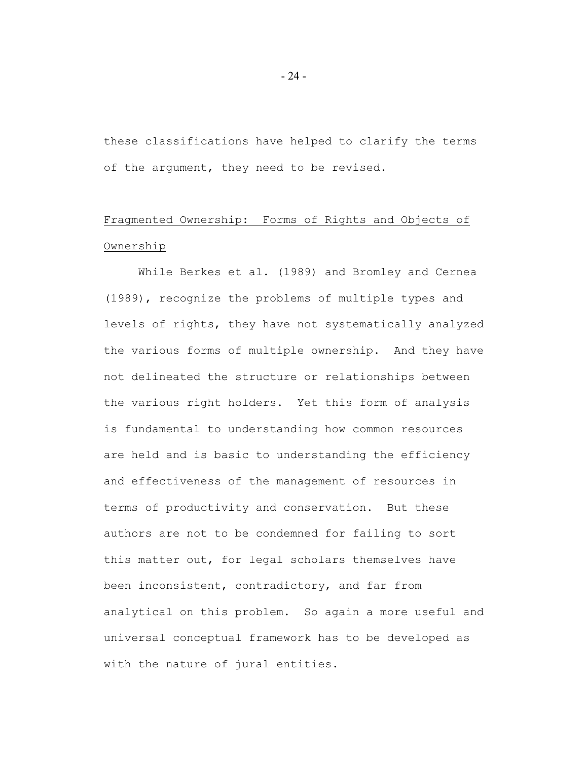these classifications have helped to clarify the terms of the argument, they need to be revised.

## Fragmented Ownership: Forms of Rights and Objects of Ownership

While Berkes et al. (1989) and Bromley and Cernea (1989), recognize the problems of multiple types and levels of rights, they have not systematically analyzed the various forms of multiple ownership. And they have not delineated the structure or relationships between the various right holders. Yet this form of analysis is fundamental to understanding how common resources are held and is basic to understanding the efficiency and effectiveness of the management of resources in terms of productivity and conservation. But these authors are not to be condemned for failing to sort this matter out, for legal scholars themselves have been inconsistent, contradictory, and far from analytical on this problem. So again a more useful and universal conceptual framework has to be developed as with the nature of jural entities.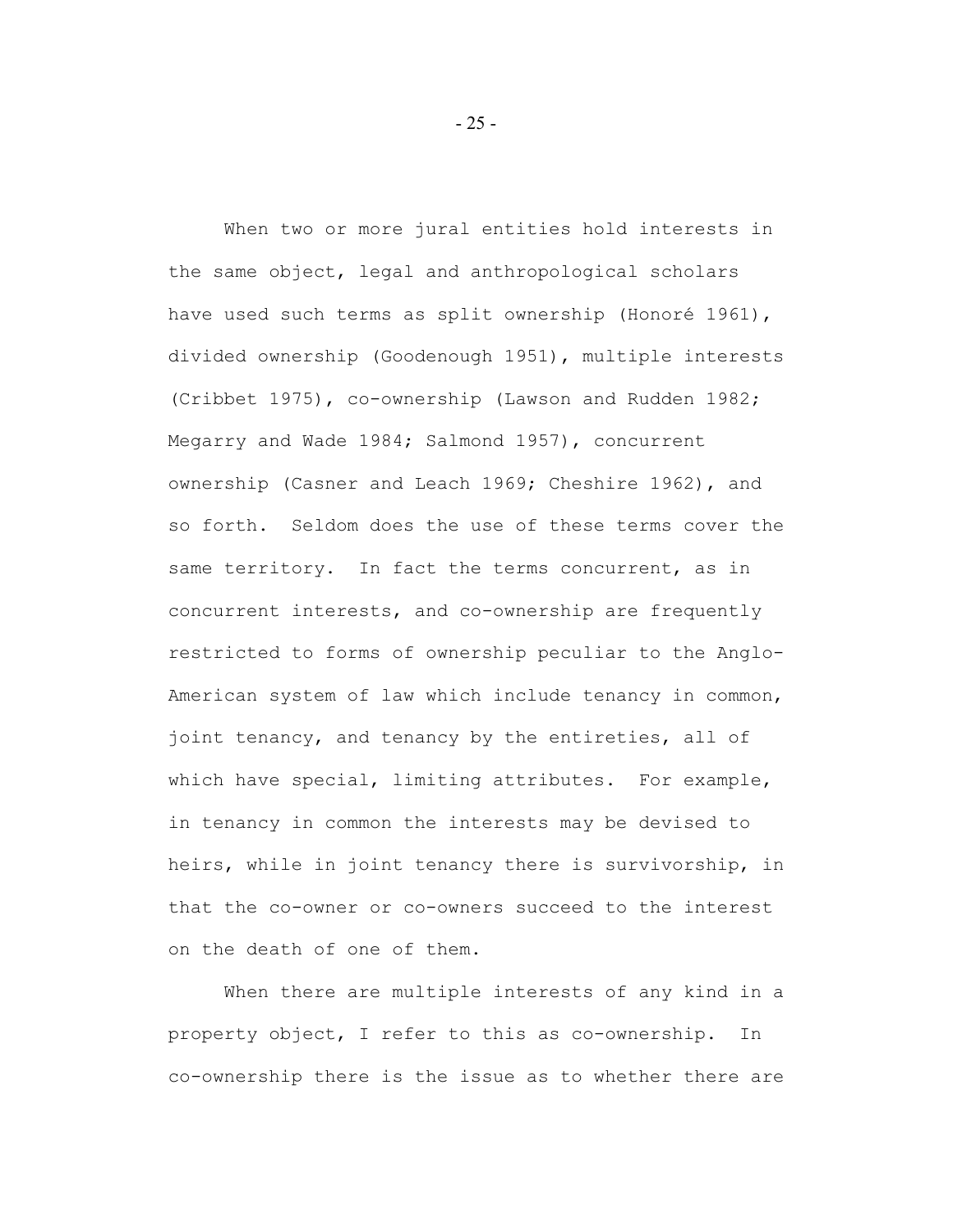When two or more jural entities hold interests in the same object, legal and anthropological scholars have used such terms as split ownership (Honoré 1961), divided ownership (Goodenough 1951), multiple interests (Cribbet 1975), co-ownership (Lawson and Rudden 1982; Megarry and Wade 1984; Salmond 1957), concurrent ownership (Casner and Leach 1969; Cheshire 1962), and so forth. Seldom does the use of these terms cover the same territory. In fact the terms concurrent, as in concurrent interests, and co-ownership are frequently restricted to forms of ownership peculiar to the Anglo-American system of law which include tenancy in common, joint tenancy, and tenancy by the entireties, all of which have special, limiting attributes. For example, in tenancy in common the interests may be devised to heirs, while in joint tenancy there is survivorship, in that the co-owner or co-owners succeed to the interest on the death of one of them.

When there are multiple interests of any kind in a property object, I refer to this as co-ownership. In co-ownership there is the issue as to whether there are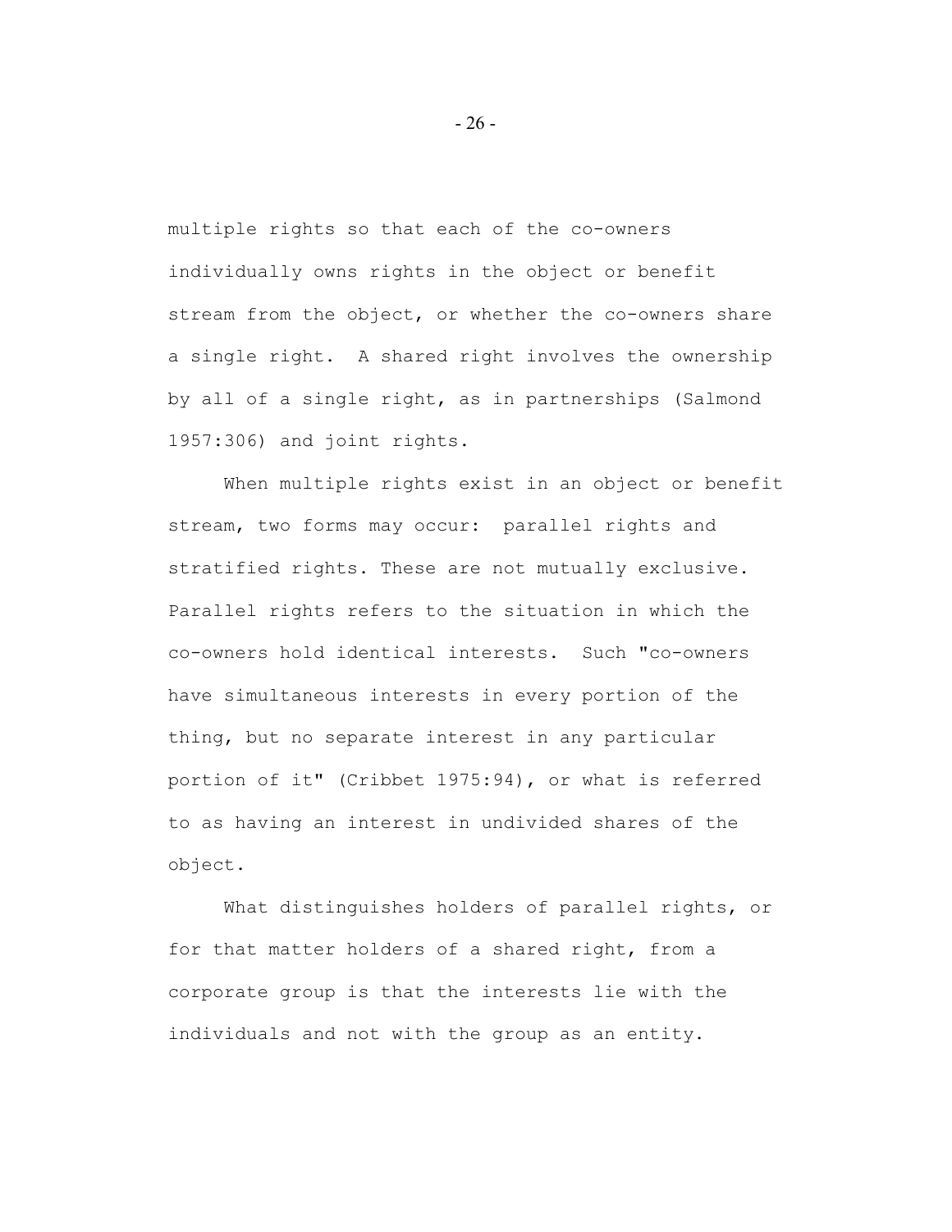multiple rights so that each of the co-owners individually owns rights in the object or benefit stream from the object, or whether the co-owners share a single right. A shared right involves the ownership by all of a single right, as in partnerships (Salmond 1957:306) and joint rights.

When multiple rights exist in an object or benefit stream, two forms may occur: parallel rights and stratified rights. These are not mutually exclusive. Parallel rights refers to the situation in which the co-owners hold identical interests. Such "co-owners have simultaneous interests in every portion of the thing, but no separate interest in any particular portion of it" (Cribbet 1975:94), or what is referred to as having an interest in undivided shares of the object.

What distinguishes holders of parallel rights, or for that matter holders of a shared right, from a corporate group is that the interests lie with the individuals and not with the group as an entity.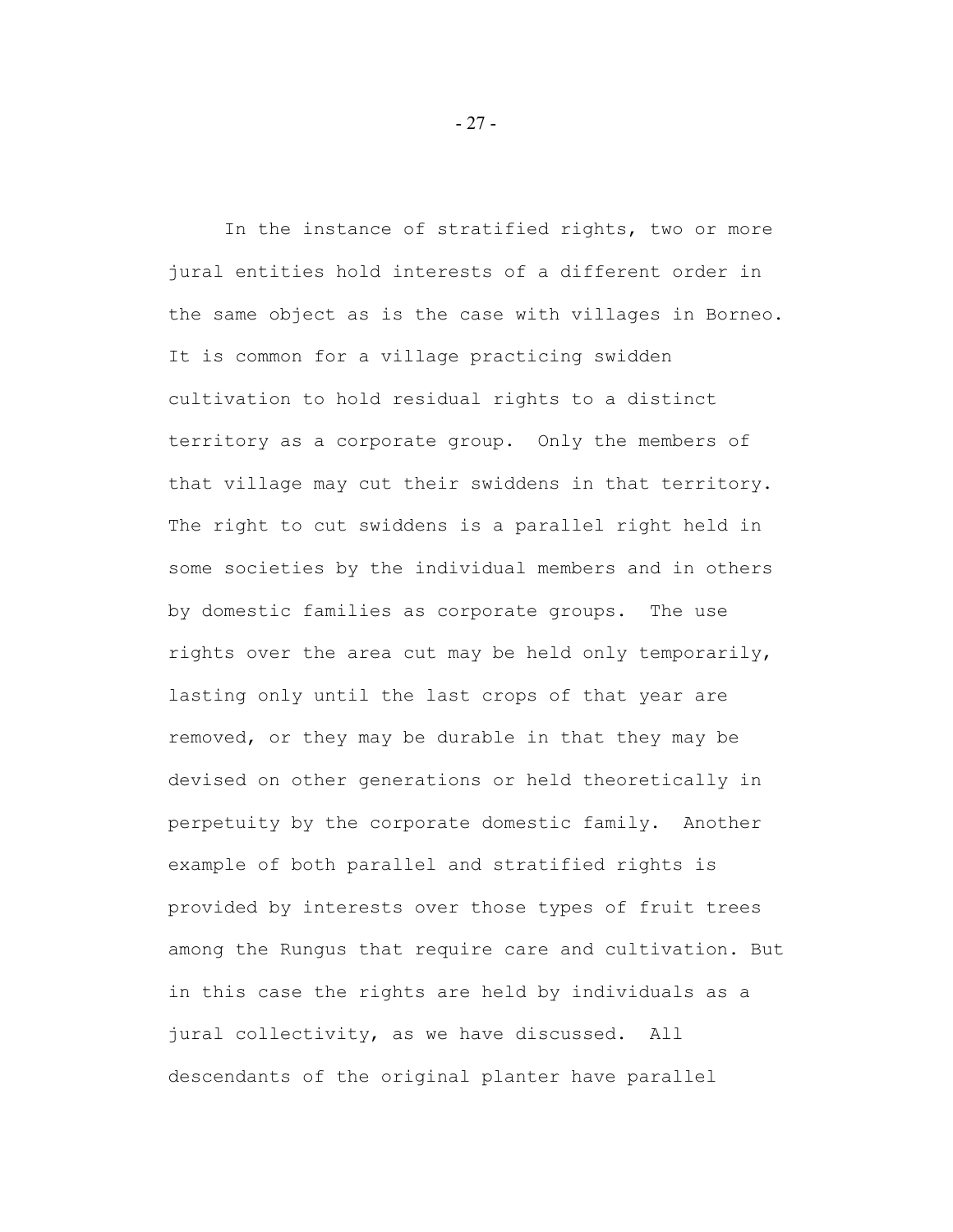In the instance of stratified rights, two or more jural entities hold interests of a different order in the same object as is the case with villages in Borneo. It is common for a village practicing swidden cultivation to hold residual rights to a distinct territory as a corporate group. Only the members of that village may cut their swiddens in that territory. The right to cut swiddens is a parallel right held in some societies by the individual members and in others by domestic families as corporate groups. The use rights over the area cut may be held only temporarily, lasting only until the last crops of that year are removed, or they may be durable in that they may be devised on other generations or held theoretically in perpetuity by the corporate domestic family. Another example of both parallel and stratified rights is provided by interests over those types of fruit trees among the Rungus that require care and cultivation. But in this case the rights are held by individuals as a jural collectivity, as we have discussed. All descendants of the original planter have parallel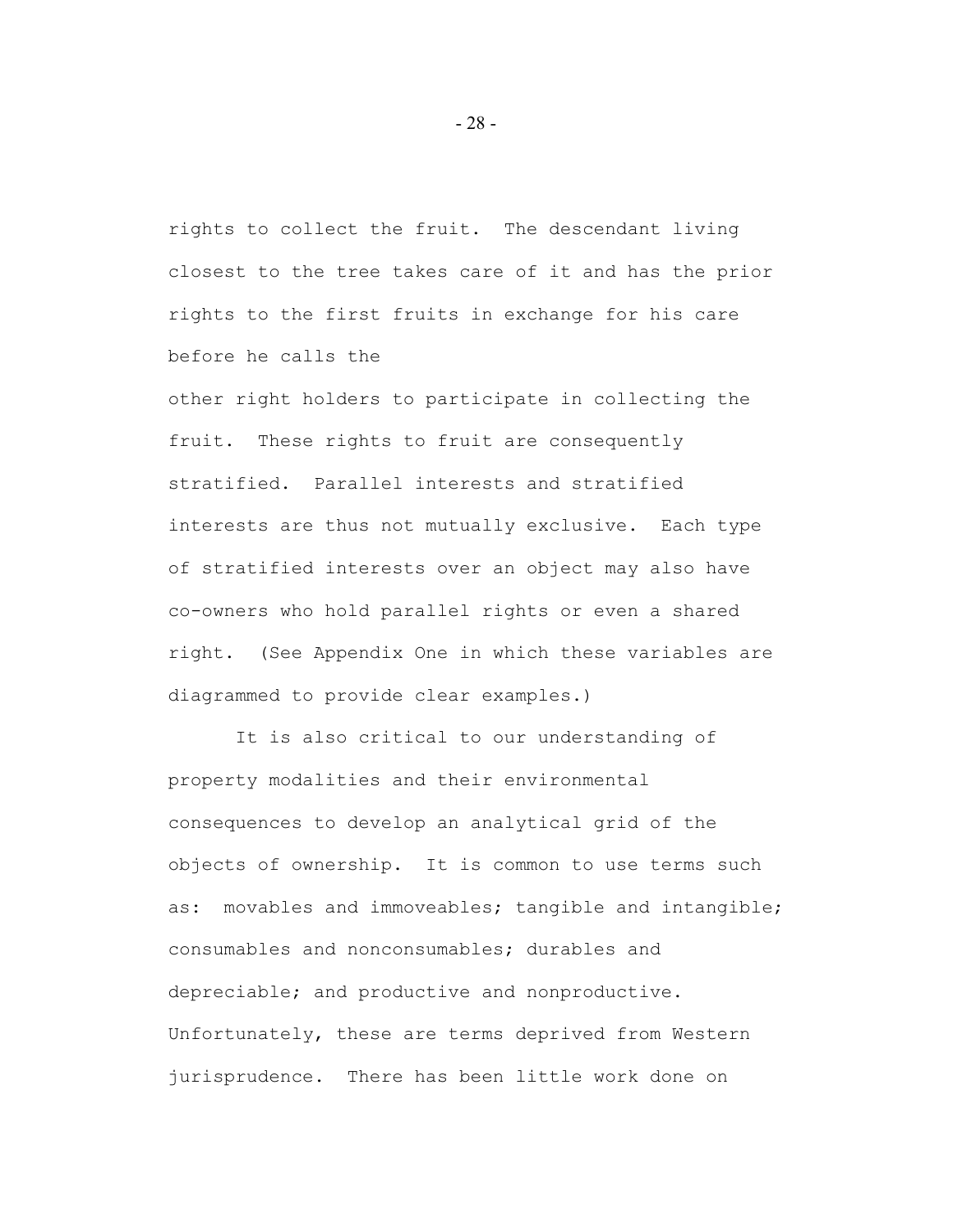rights to collect the fruit. The descendant living closest to the tree takes care of it and has the prior rights to the first fruits in exchange for his care before he calls the other right holders to participate in collecting the fruit. These rights to fruit are consequently stratified. Parallel interests and stratified interests are thus not mutually exclusive. Each type of stratified interests over an object may also have co-owners who hold parallel rights or even a shared right. (See Appendix One in which these variables are diagrammed to provide clear examples.)

It is also critical to our understanding of property modalities and their environmental consequences to develop an analytical grid of the objects of ownership. It is common to use terms such as: movables and immoveables; tangible and intangible; consumables and nonconsumables; durables and depreciable; and productive and nonproductive. Unfortunately, these are terms deprived from Western jurisprudence. There has been little work done on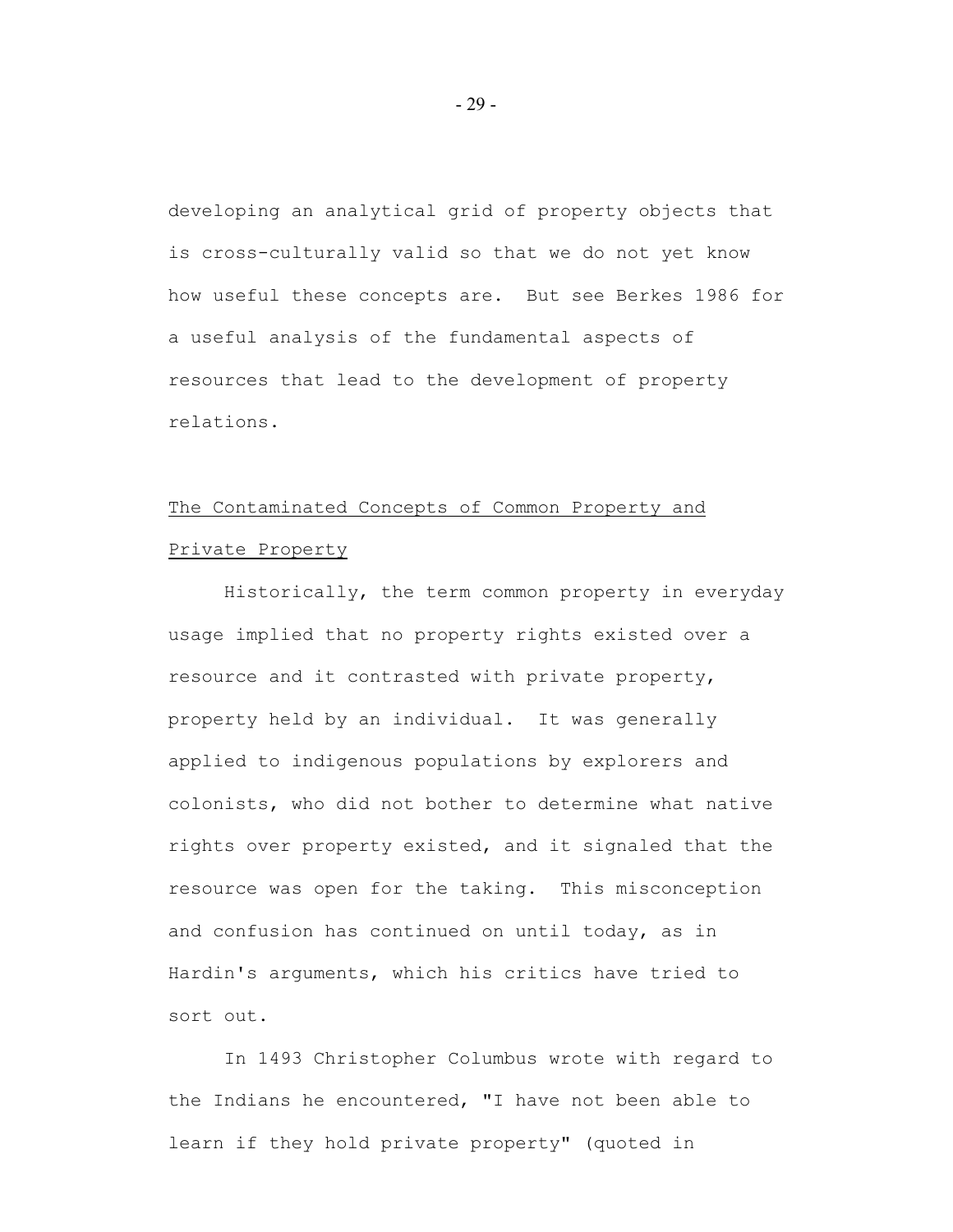developing an analytical grid of property objects that is cross-culturally valid so that we do not yet know how useful these concepts are. But see Berkes 1986 for a useful analysis of the fundamental aspects of resources that lead to the development of property relations.

## The Contaminated Concepts of Common Property and Private Property

Historically, the term common property in everyday usage implied that no property rights existed over a resource and it contrasted with private property, property held by an individual. It was generally applied to indigenous populations by explorers and colonists, who did not bother to determine what native rights over property existed, and it signaled that the resource was open for the taking. This misconception and confusion has continued on until today, as in Hardin's arguments, which his critics have tried to sort out.

In 1493 Christopher Columbus wrote with regard to the Indians he encountered, "I have not been able to learn if they hold private property" (quoted in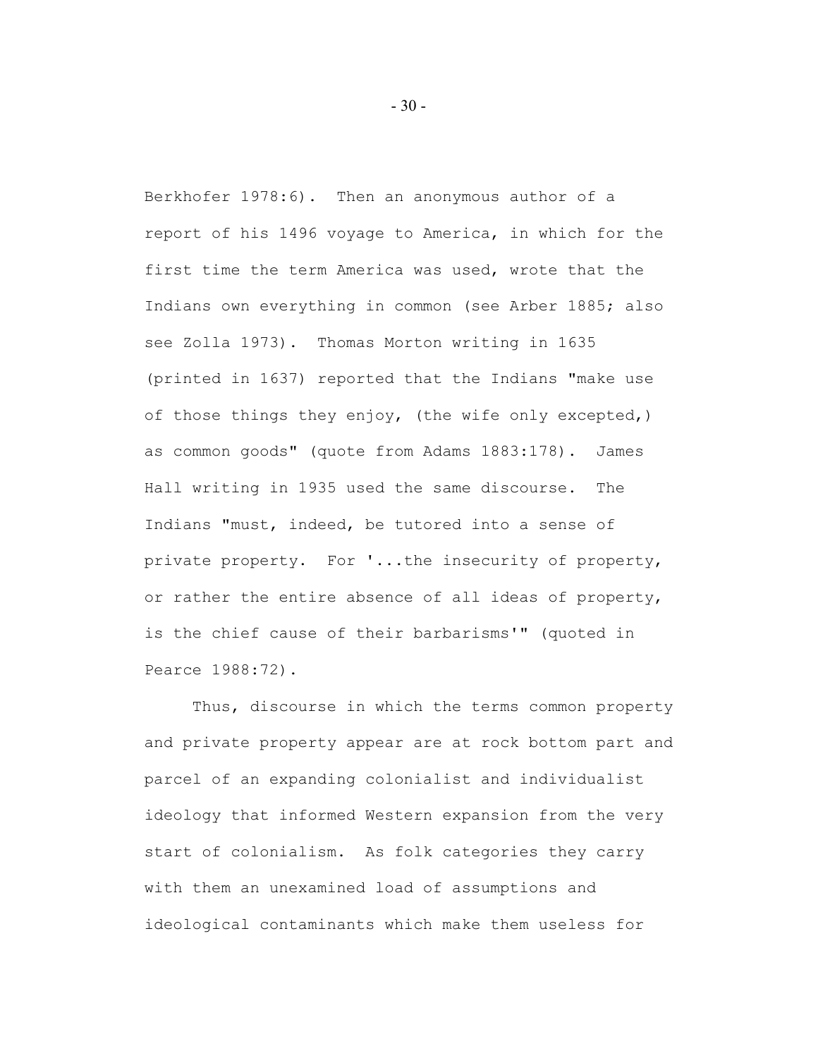Berkhofer 1978:6). Then an anonymous author of a report of his 1496 voyage to America, in which for the first time the term America was used, wrote that the Indians own everything in common (see Arber 1885; also see Zolla 1973). Thomas Morton writing in 1635 (printed in 1637) reported that the Indians "make use of those things they enjoy, (the wife only excepted,) as common goods" (quote from Adams 1883:178). James Hall writing in 1935 used the same discourse. The Indians "must, indeed, be tutored into a sense of private property. For '...the insecurity of property, or rather the entire absence of all ideas of property, is the chief cause of their barbarisms'" (quoted in Pearce 1988:72).

Thus, discourse in which the terms common property and private property appear are at rock bottom part and parcel of an expanding colonialist and individualist ideology that informed Western expansion from the very start of colonialism. As folk categories they carry with them an unexamined load of assumptions and ideological contaminants which make them useless for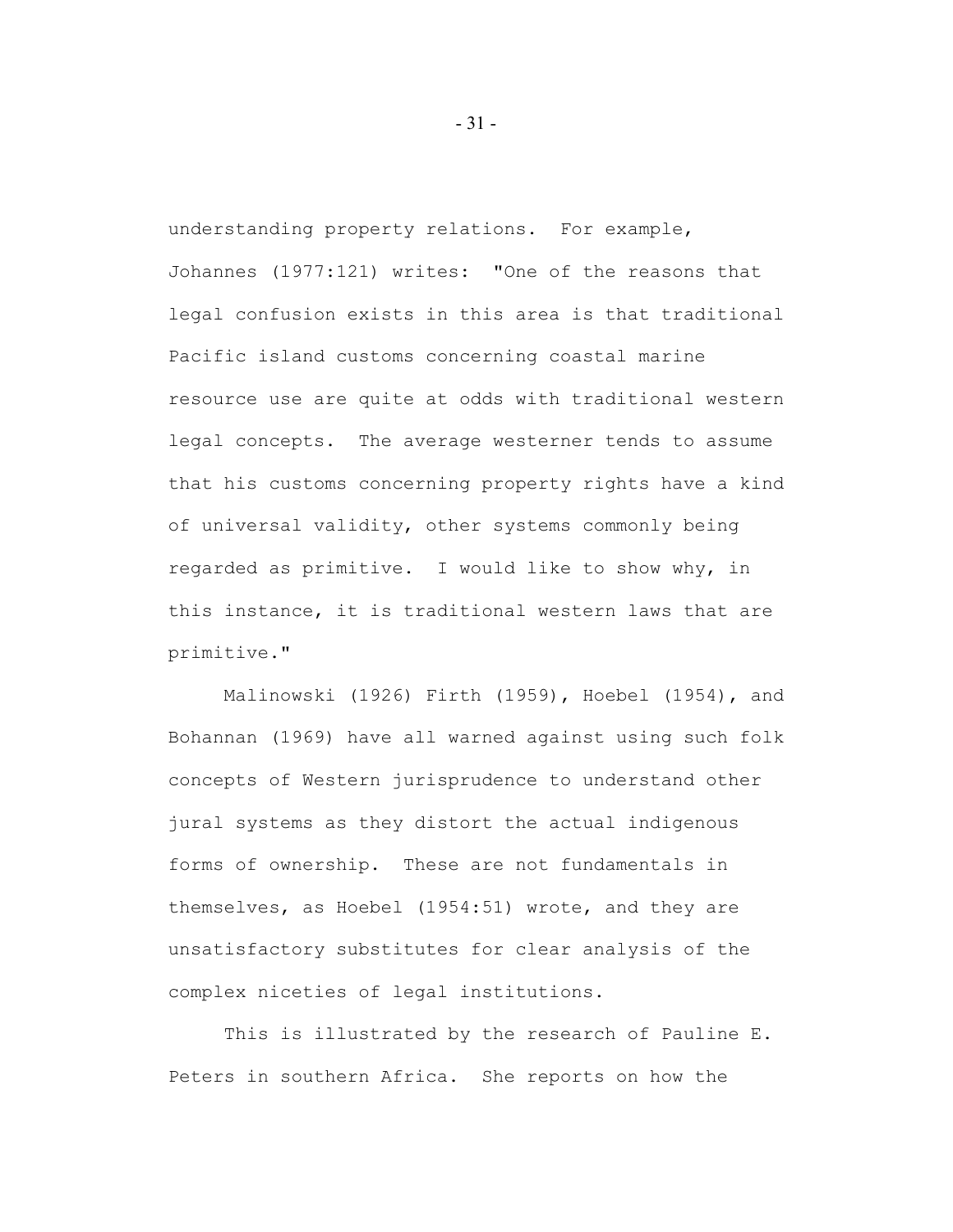understanding property relations. For example, Johannes (1977:121) writes: "One of the reasons that legal confusion exists in this area is that traditional Pacific island customs concerning coastal marine resource use are quite at odds with traditional western legal concepts. The average westerner tends to assume that his customs concerning property rights have a kind of universal validity, other systems commonly being regarded as primitive. I would like to show why, in this instance, it is traditional western laws that are primitive."

Malinowski (1926) Firth (1959), Hoebel (1954), and Bohannan (1969) have all warned against using such folk concepts of Western jurisprudence to understand other jural systems as they distort the actual indigenous forms of ownership. These are not fundamentals in themselves, as Hoebel (1954:51) wrote, and they are unsatisfactory substitutes for clear analysis of the complex niceties of legal institutions.

This is illustrated by the research of Pauline E. Peters in southern Africa. She reports on how the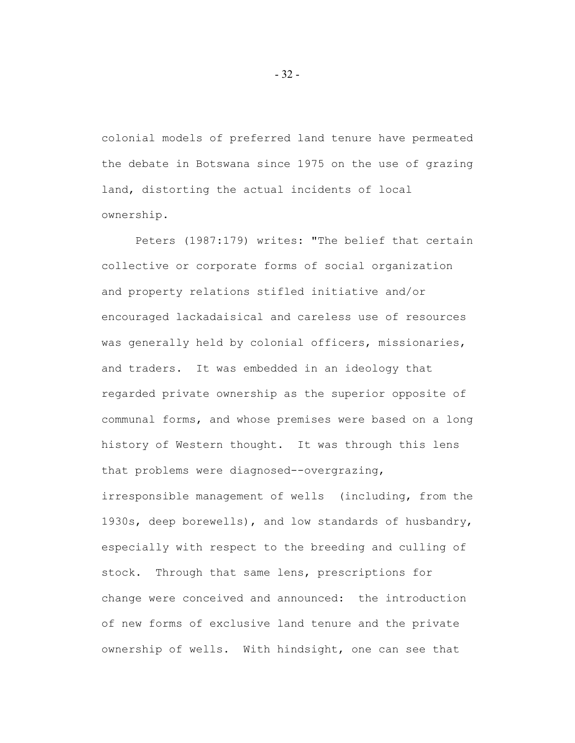colonial models of preferred land tenure have permeated the debate in Botswana since 1975 on the use of grazing land, distorting the actual incidents of local ownership.

Peters (1987:179) writes: "The belief that certain collective or corporate forms of social organization and property relations stifled initiative and/or encouraged lackadaisical and careless use of resources was generally held by colonial officers, missionaries, and traders. It was embedded in an ideology that regarded private ownership as the superior opposite of communal forms, and whose premises were based on a long history of Western thought. It was through this lens that problems were diagnosed--overgrazing, irresponsible management of wells (including, from the 1930s, deep borewells), and low standards of husbandry, especially with respect to the breeding and culling of stock. Through that same lens, prescriptions for change were conceived and announced: the introduction of new forms of exclusive land tenure and the private ownership of wells. With hindsight, one can see that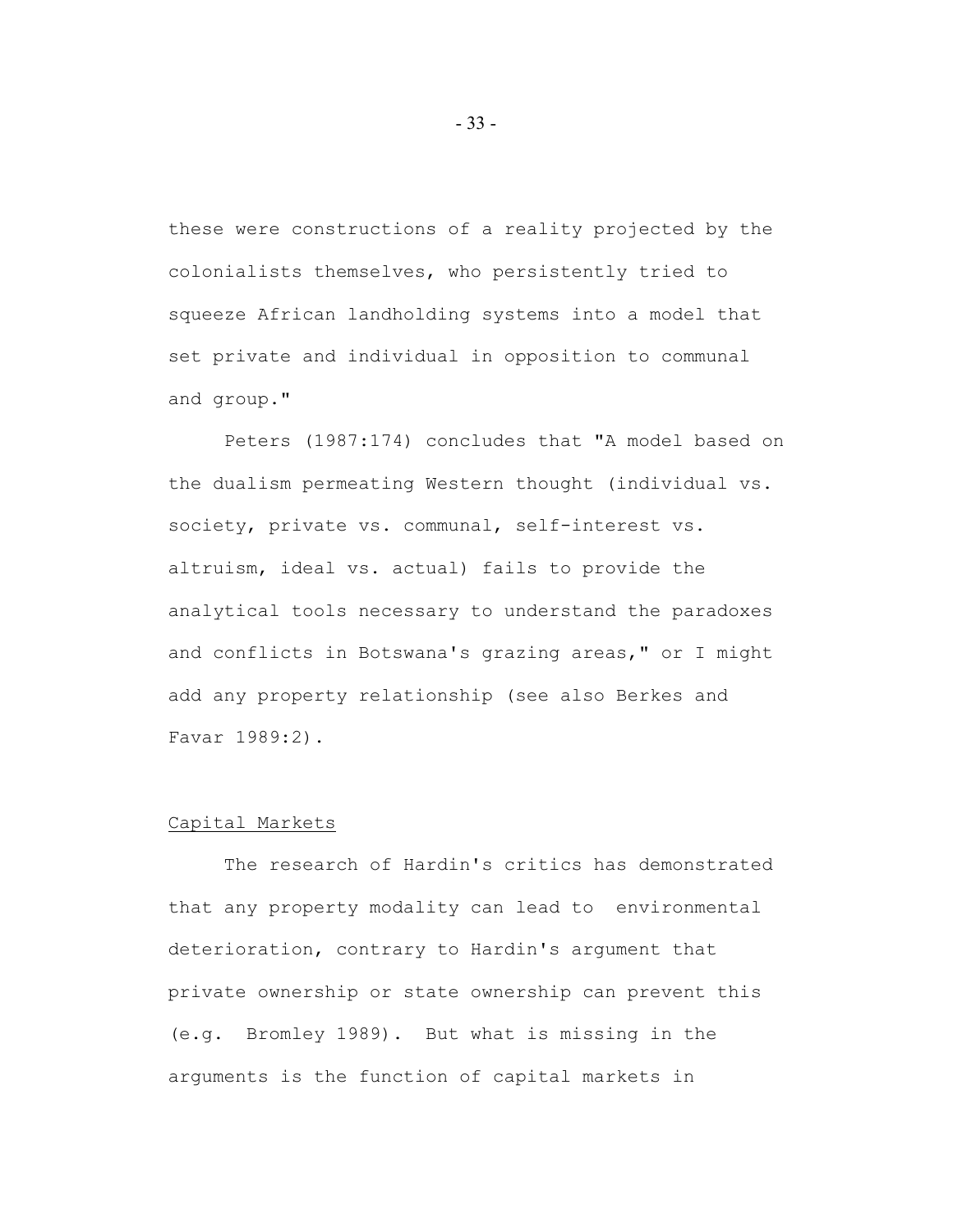these were constructions of a reality projected by the colonialists themselves, who persistently tried to squeeze African landholding systems into a model that set private and individual in opposition to communal and group."

Peters (1987:174) concludes that "A model based on the dualism permeating Western thought (individual vs. society, private vs. communal, self-interest vs. altruism, ideal vs. actual) fails to provide the analytical tools necessary to understand the paradoxes and conflicts in Botswana's grazing areas," or I might add any property relationship (see also Berkes and Favar 1989:2).

## Capital Markets

The research of Hardin's critics has demonstrated that any property modality can lead to environmental deterioration, contrary to Hardin's argument that private ownership or state ownership can prevent this (e.g. Bromley 1989). But what is missing in the arguments is the function of capital markets in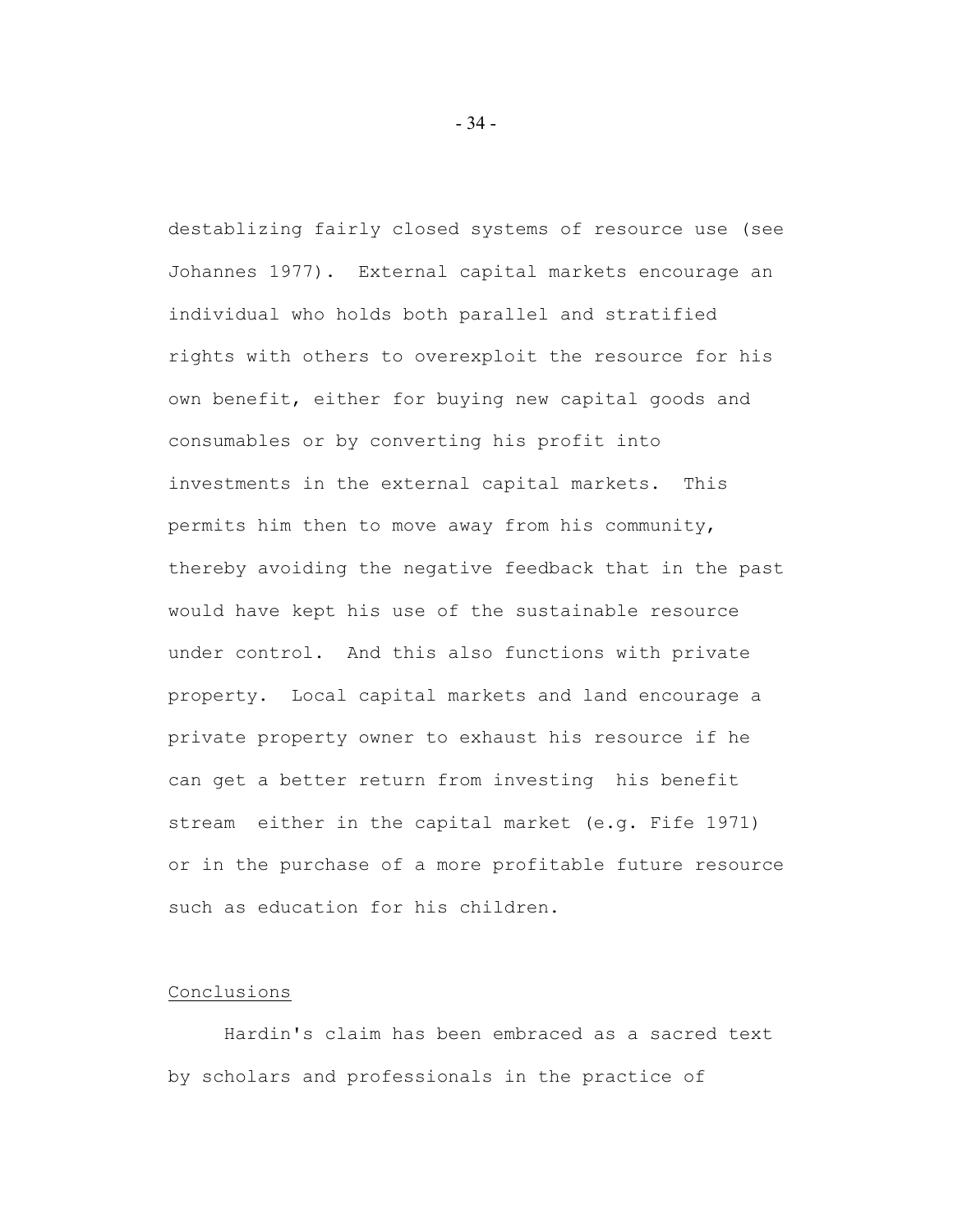destablizing fairly closed systems of resource use (see Johannes 1977). External capital markets encourage an individual who holds both parallel and stratified rights with others to overexploit the resource for his own benefit, either for buying new capital goods and consumables or by converting his profit into investments in the external capital markets. This permits him then to move away from his community, thereby avoiding the negative feedback that in the past would have kept his use of the sustainable resource under control. And this also functions with private property. Local capital markets and land encourage a private property owner to exhaust his resource if he can get a better return from investing his benefit stream either in the capital market (e.g. Fife 1971) or in the purchase of a more profitable future resource such as education for his children.

## Conclusions

Hardin's claim has been embraced as a sacred text by scholars and professionals in the practice of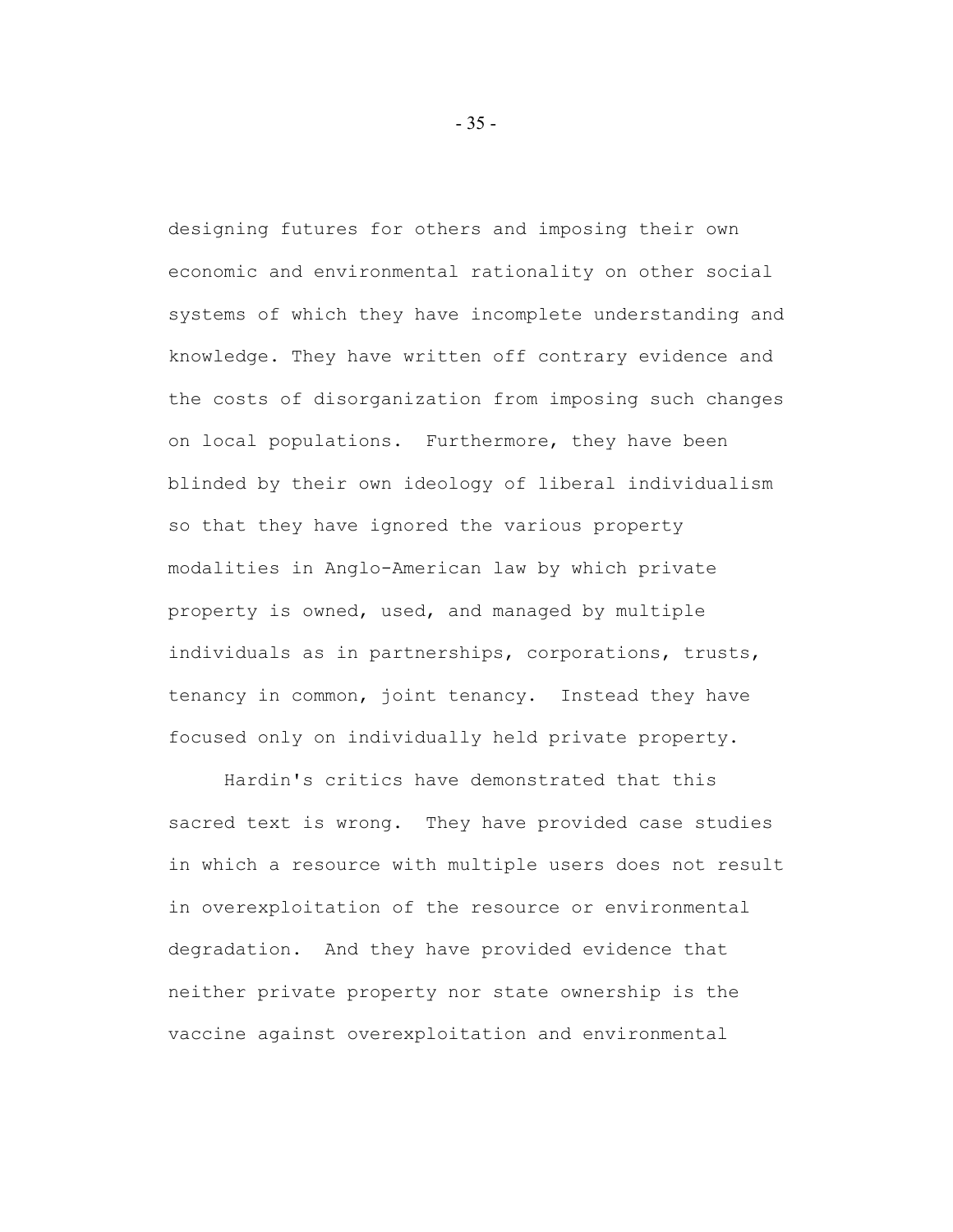designing futures for others and imposing their own economic and environmental rationality on other social systems of which they have incomplete understanding and knowledge. They have written off contrary evidence and the costs of disorganization from imposing such changes on local populations. Furthermore, they have been blinded by their own ideology of liberal individualism so that they have ignored the various property modalities in Anglo-American law by which private property is owned, used, and managed by multiple individuals as in partnerships, corporations, trusts, tenancy in common, joint tenancy. Instead they have focused only on individually held private property.

Hardin's critics have demonstrated that this sacred text is wrong. They have provided case studies in which a resource with multiple users does not result in overexploitation of the resource or environmental degradation. And they have provided evidence that neither private property nor state ownership is the vaccine against overexploitation and environmental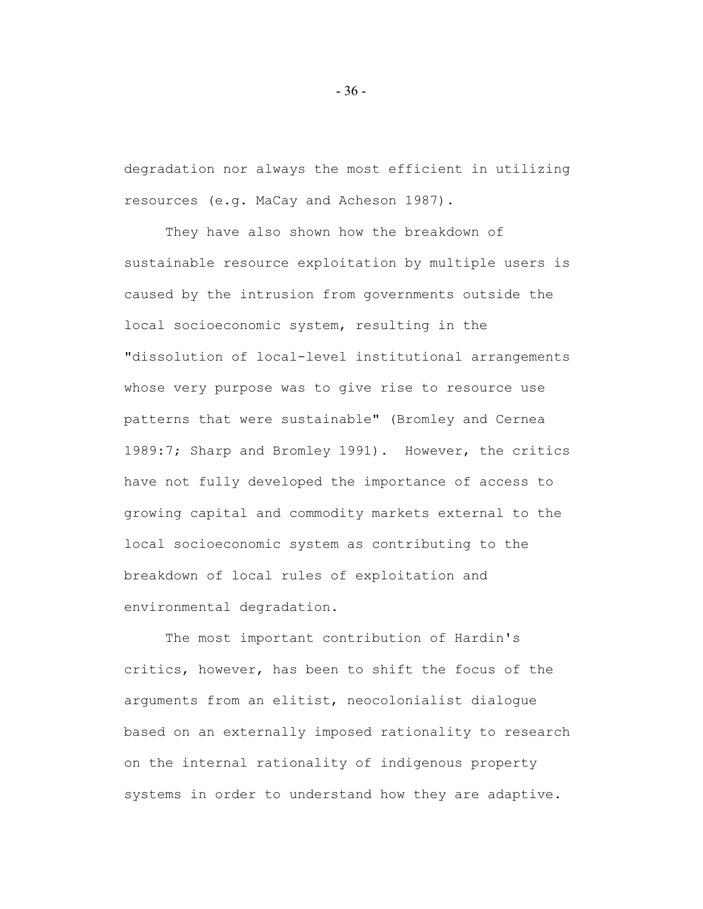degradation nor always the most efficient in utilizing resources (e.g. MaCay and Acheson 1987).

They have also shown how the breakdown of sustainable resource exploitation by multiple users is caused by the intrusion from governments outside the local socioeconomic system, resulting in the "dissolution of local-level institutional arrangements whose very purpose was to give rise to resource use patterns that were sustainable" (Bromley and Cernea 1989:7; Sharp and Bromley 1991). However, the critics have not fully developed the importance of access to growing capital and commodity markets external to the local socioeconomic system as contributing to the breakdown of local rules of exploitation and environmental degradation.

The most important contribution of Hardin's critics, however, has been to shift the focus of the arguments from an elitist, neocolonialist dialogue based on an externally imposed rationality to research on the internal rationality of indigenous property systems in order to understand how they are adaptive.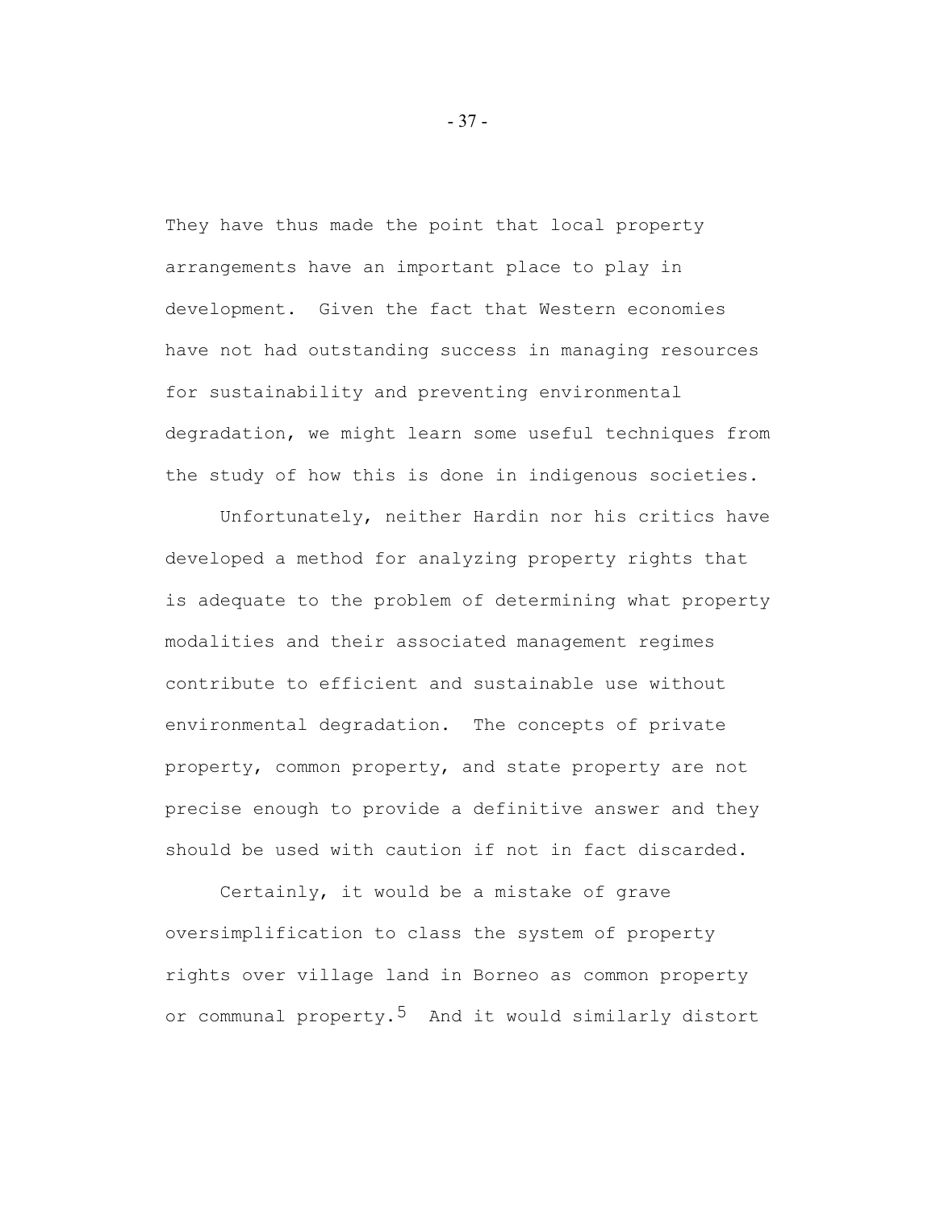They have thus made the point that local property arrangements have an important place to play in development. Given the fact that Western economies have not had outstanding success in managing resources for sustainability and preventing environmental degradation, we might learn some useful techniques from the study of how this is done in indigenous societies.

Unfortunately, neither Hardin nor his critics have developed a method for analyzing property rights that is adequate to the problem of determining what property modalities and their associated management regimes contribute to efficient and sustainable use without environmental degradation. The concepts of private property, common property, and state property are not precise enough to provide a definitive answer and they should be used with caution if not in fact discarded.

Certainly, it would be a mistake of grave oversimplification to class the system of property rights over village land in Borneo as common property or communal property.[5] And it would similarly distort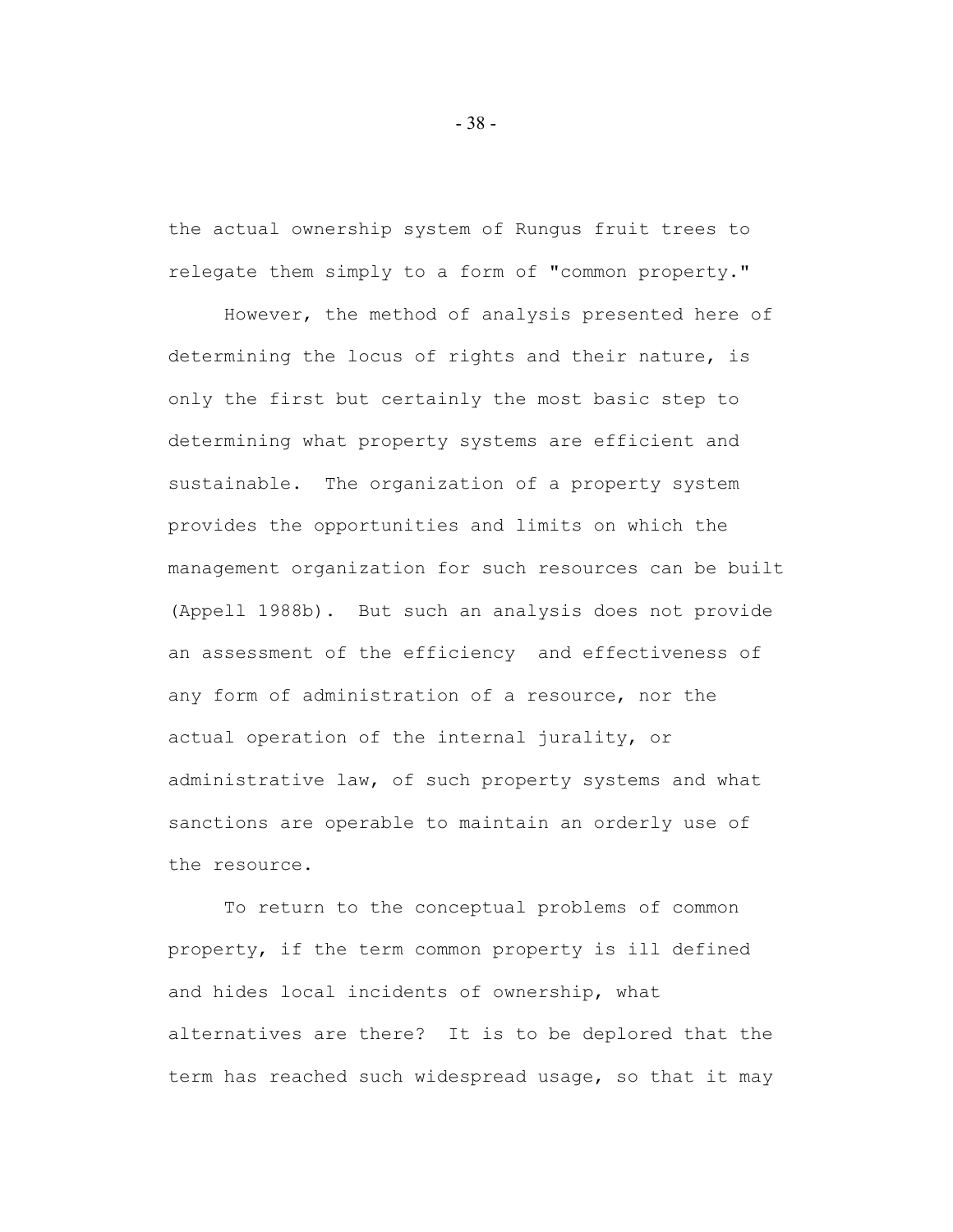the actual ownership system of Rungus fruit trees to relegate them simply to a form of "common property."

However, the method of analysis presented here of determining the locus of rights and their nature, is only the first but certainly the most basic step to determining what property systems are efficient and sustainable. The organization of a property system provides the opportunities and limits on which the management organization for such resources can be built (Appell 1988b). But such an analysis does not provide an assessment of the efficiency and effectiveness of any form of administration of a resource, nor the actual operation of the internal jurality, or administrative law, of such property systems and what sanctions are operable to maintain an orderly use of the resource.

To return to the conceptual problems of common property, if the term common property is ill defined and hides local incidents of ownership, what alternatives are there? It is to be deplored that the term has reached such widespread usage, so that it may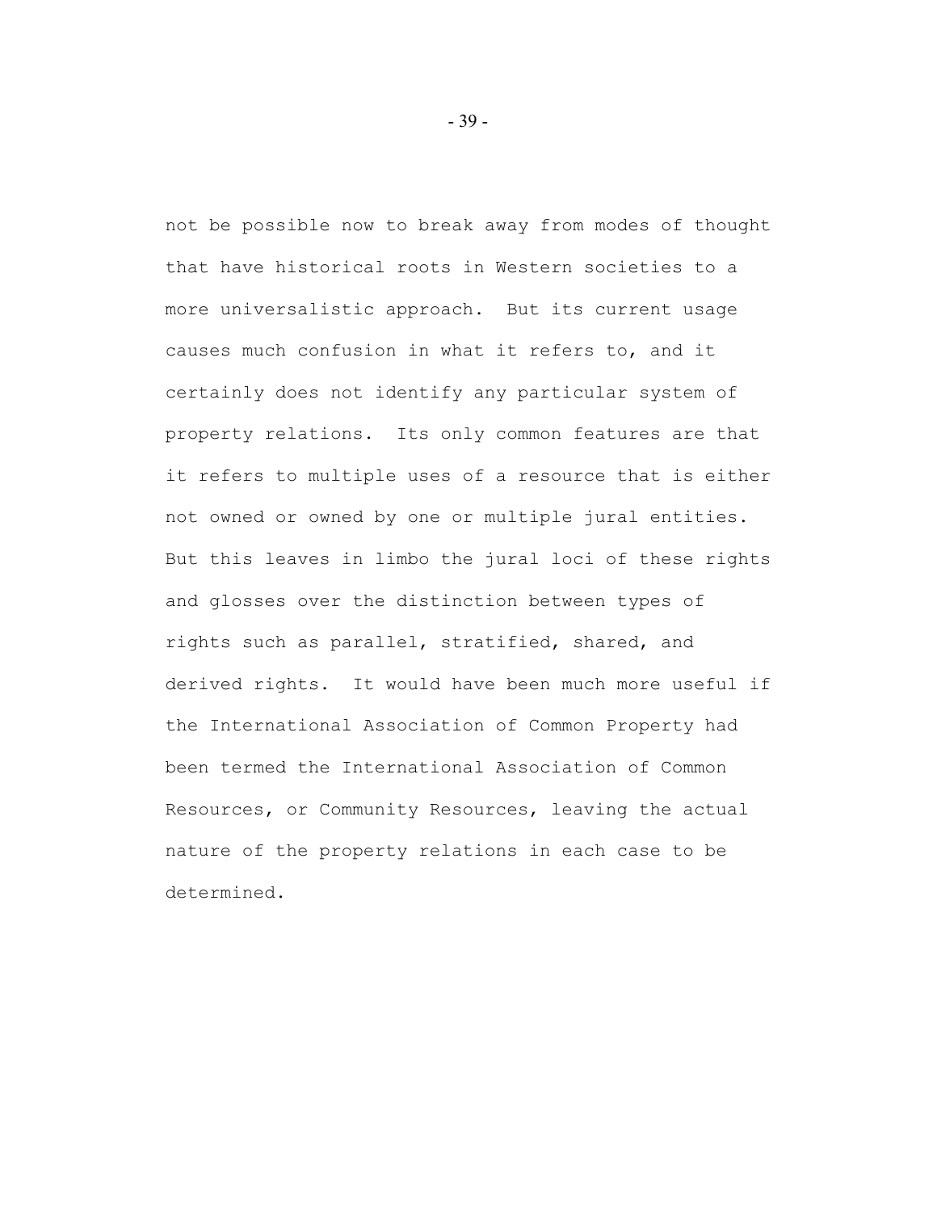not be possible now to break away from modes of thought that have historical roots in Western societies to a more universalistic approach. But its current usage causes much confusion in what it refers to, and it certainly does not identify any particular system of property relations. Its only common features are that it refers to multiple uses of a resource that is either not owned or owned by one or multiple jural entities. But this leaves in limbo the jural loci of these rights and glosses over the distinction between types of rights such as parallel, stratified, shared, and derived rights. It would have been much more useful if the International Association of Common Property had been termed the International Association of Common Resources, or Community Resources, leaving the actual nature of the property relations in each case to be determined.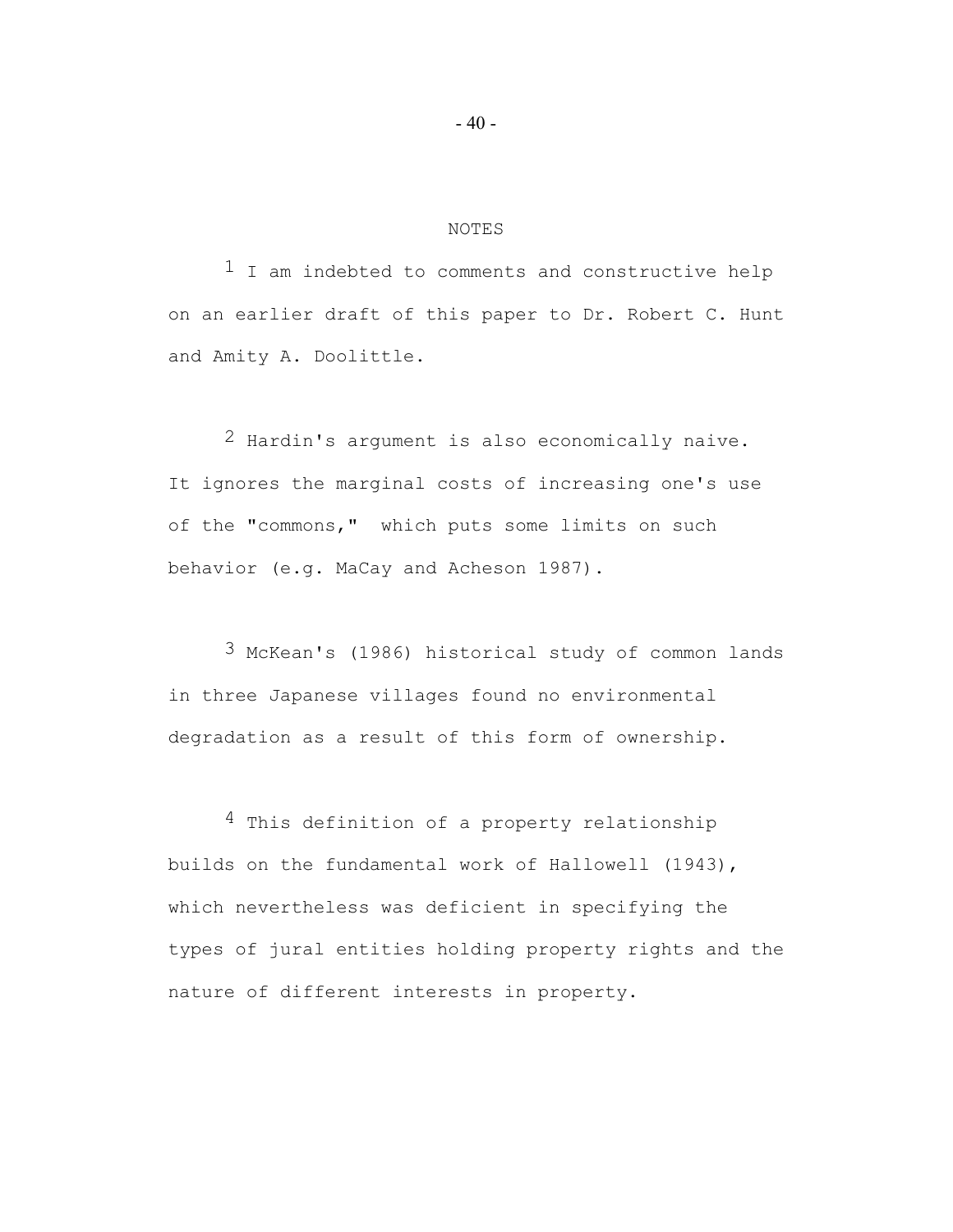## NOTES

[1] I am indebted to comments and constructive help on an earlier draft of this paper to Dr. Robert C. Hunt and Amity A. Doolittle.

[2] Hardin's argument is also economically naive. It ignores the marginal costs of increasing one's use of the "commons," which puts some limits on such behavior (e.g. MaCay and Acheson 1987).

[3] McKean's (1986) historical study of common lands in three Japanese villages found no environmental degradation as a result of this form of ownership.

[4] This definition of a property relationship builds on the fundamental work of Hallowell (1943), which nevertheless was deficient in specifying the types of jural entities holding property rights and the nature of different interests in property.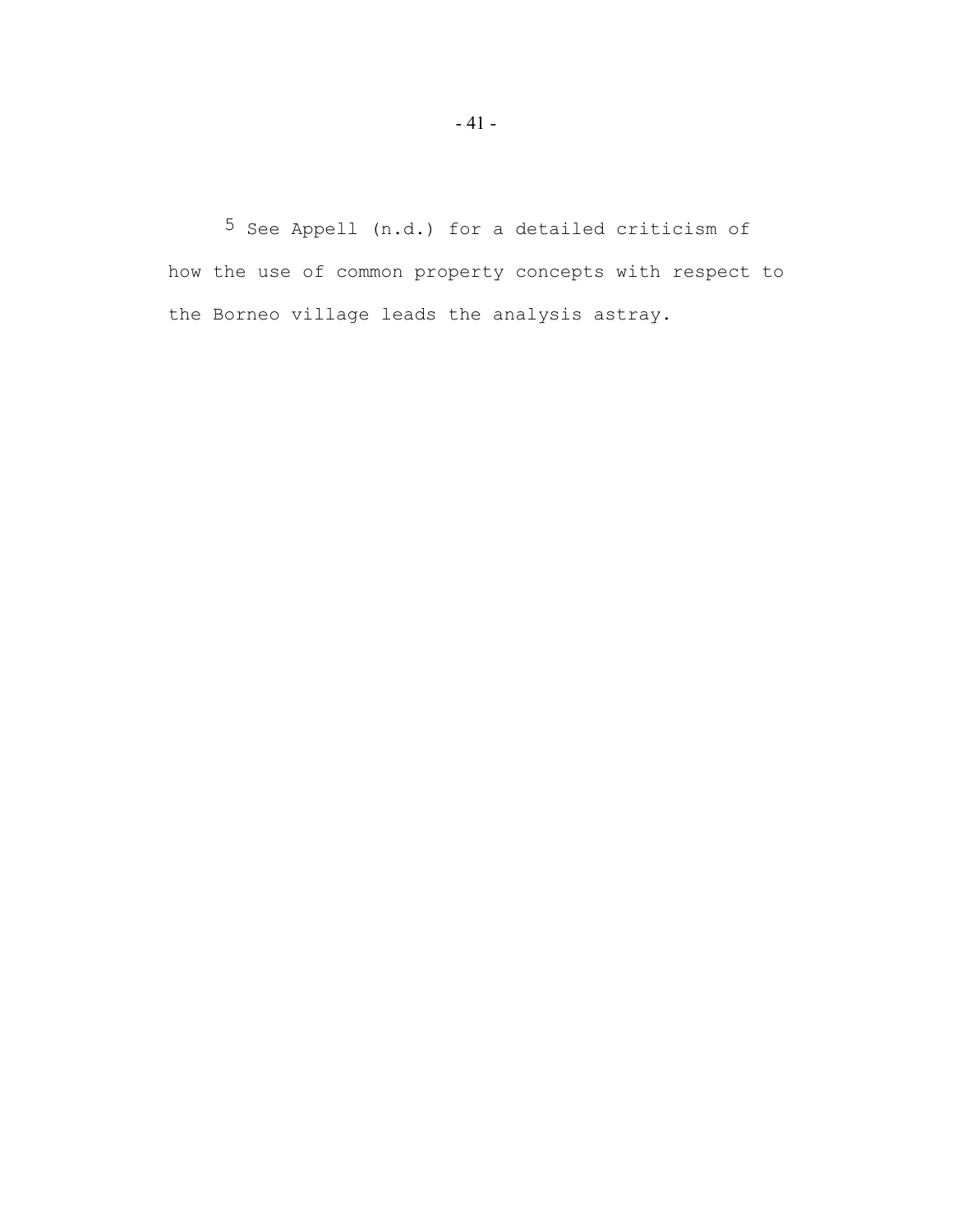[5] See Appell (n.d.) for a detailed criticism of how the use of common property concepts with respect to the Borneo village leads the analysis astray.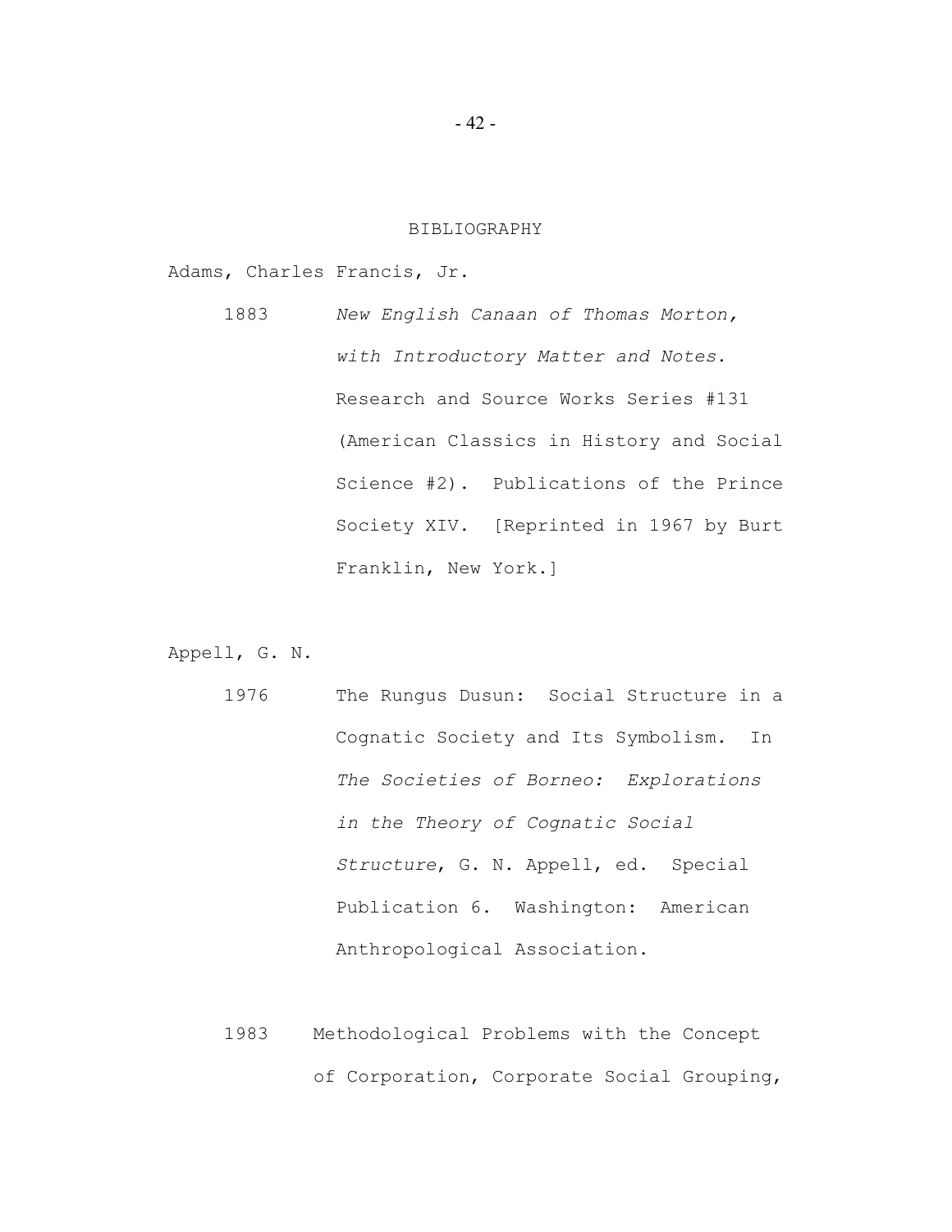## BIBLIOGRAPHY

Adams, Charles Francis, Jr.

1883 *New English Canaan of Thomas Morton, with Introductory Matter and Notes.* Research and Source Works Series #131 (American Classics in History and Social Science #2). Publications of the Prince Society XIV. [Reprinted in 1967 by Burt Franklin, New York.]

Appell, G. N.

1976 The Rungus Dusun: Social Structure in a Cognatic Society and Its Symbolism. In *The Societies of Borneo: Explorations in the Theory of Cognatic Social Structure*, G. N. Appell, ed. Special Publication 6. Washington: American Anthropological Association.

1983 Methodological Problems with the Concept of Corporation, Corporate Social Grouping,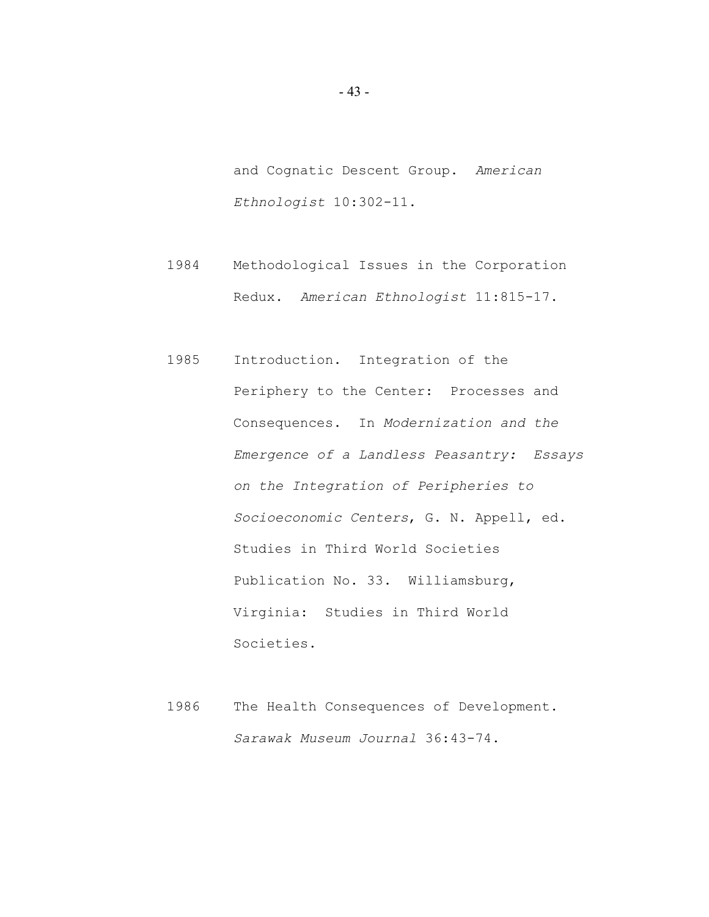and Cognatic Descent Group. *American Ethnologist* 10:302-11.

1984 Methodological Issues in the Corporation Redux. *American Ethnologist* 11:815-17.

1985 Introduction. Integration of the Periphery to the Center: Processes and Consequences. In *Modernization and the Emergence of a Landless Peasantry: Essays on the Integration of Peripheries to Socioeconomic Centers*, G. N. Appell, ed. Studies in Third World Societies Publication No. 33. Williamsburg, Virginia: Studies in Third World Societies.

1986 The Health Consequences of Development. *Sarawak Museum Journal* 36:43-74.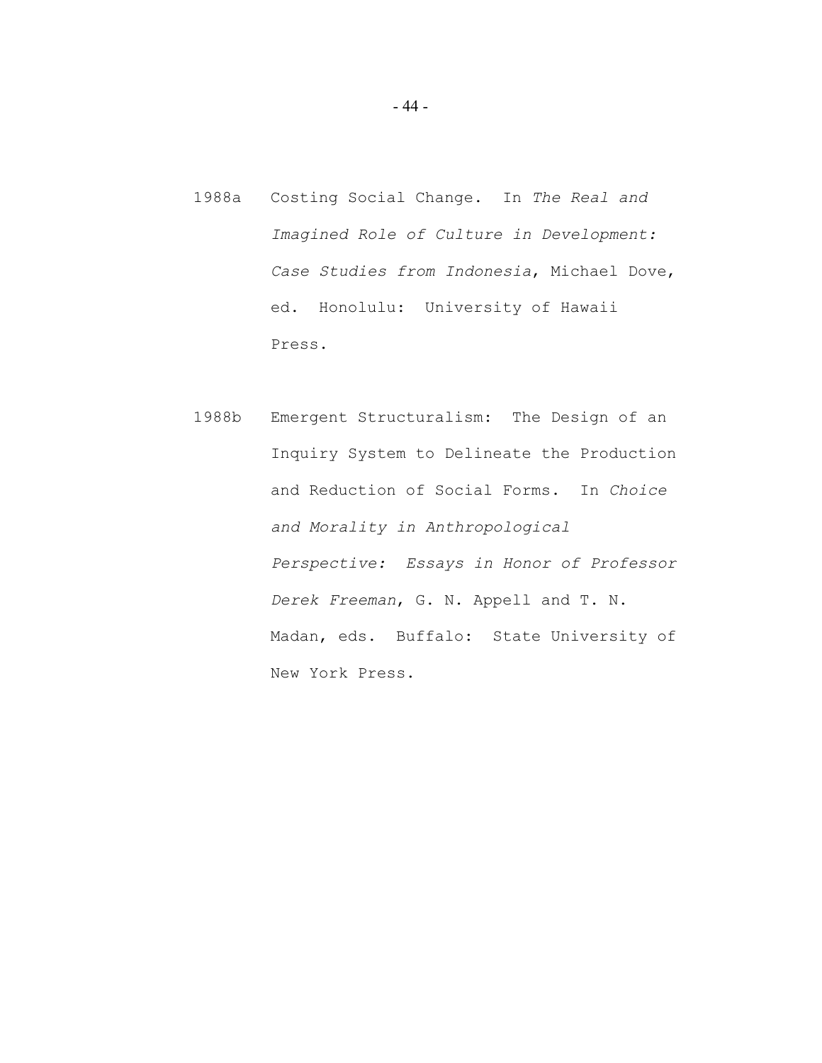1988a Costing Social Change. In *The Real and Imagined Role of Culture in Development: Case Studies from Indonesia*, Michael Dove, ed. Honolulu: University of Hawaii Press.

1988b Emergent Structuralism: The Design of an Inquiry System to Delineate the Production and Reduction of Social Forms. In *Choice and Morality in Anthropological Perspective: Essays in Honor of Professor Derek Freeman*, G. N. Appell and T. N. Madan, eds. Buffalo: State University of New York Press.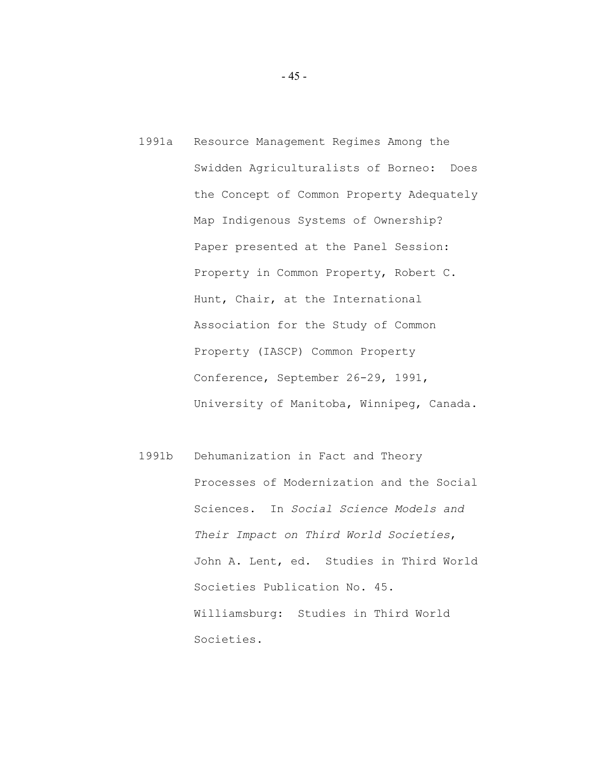1991a Resource Management Regimes Among the Swidden Agriculturalists of Borneo: Does the Concept of Common Property Adequately Map Indigenous Systems of Ownership? Paper presented at the Panel Session: Property in Common Property, Robert C. Hunt, Chair, at the International Association for the Study of Common Property (IASCP) Common Property Conference, September 26-29, 1991, University of Manitoba, Winnipeg, Canada.

1991b Dehumanization in Fact and Theory Processes of Modernization and the Social Sciences. In *Social Science Models and Their Impact on Third World Societies*, John A. Lent, ed. Studies in Third World Societies Publication No. 45. Williamsburg: Studies in Third World Societies.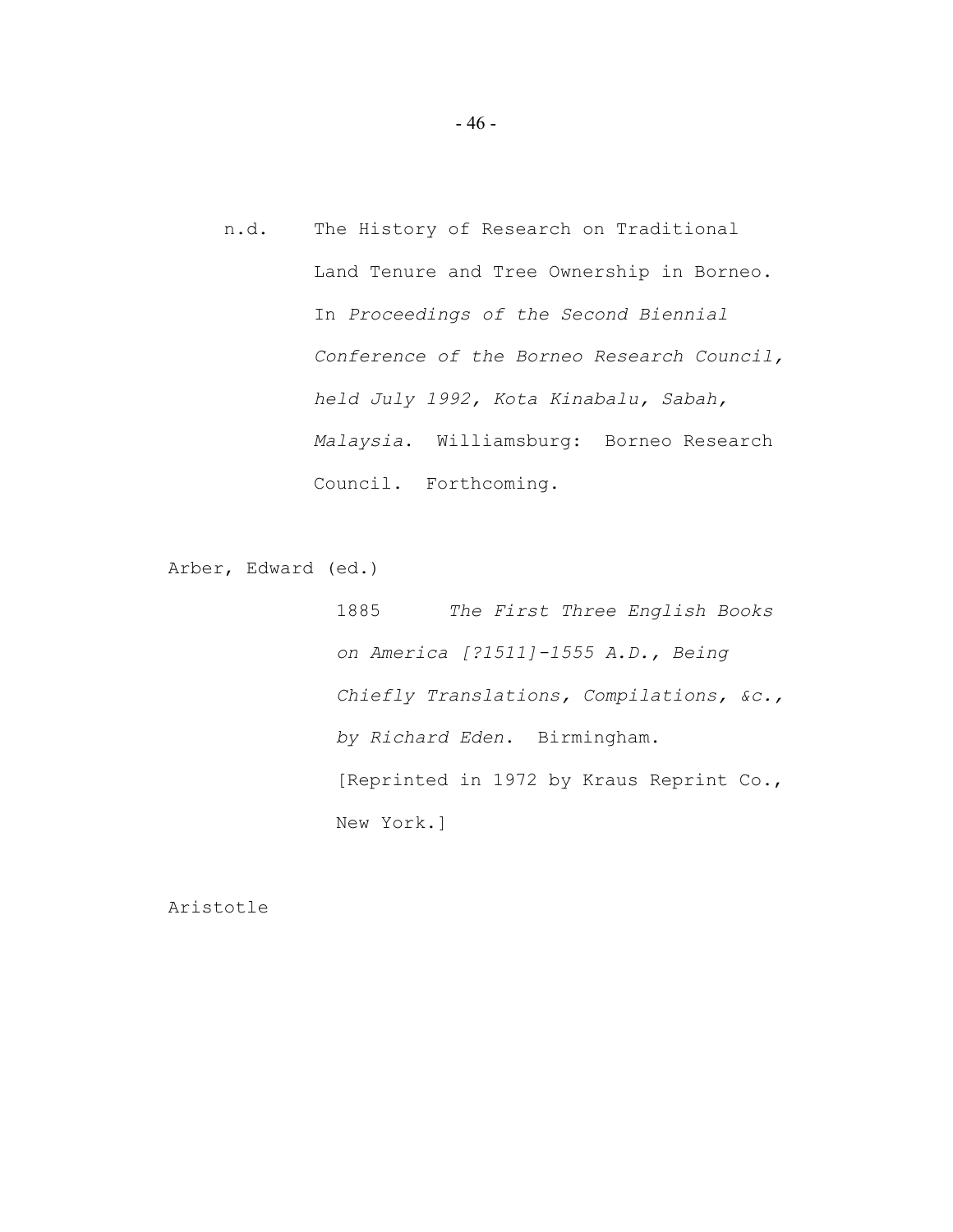n.d. The History of Research on Traditional Land Tenure and Tree Ownership in Borneo. In *Proceedings of the Second Biennial Conference of the Borneo Research Council, held July 1992, Kota Kinabalu, Sabah, Malaysia*. Williamsburg: Borneo Research Council. Forthcoming.

Arber, Edward (ed.)

1885 *The First Three English Books on America [?1511]-1555 A.D., Being Chiefly Translations, Compilations, &c., by Richard Eden*. Birmingham. [Reprinted in 1972 by Kraus Reprint Co., New York.]

Aristotle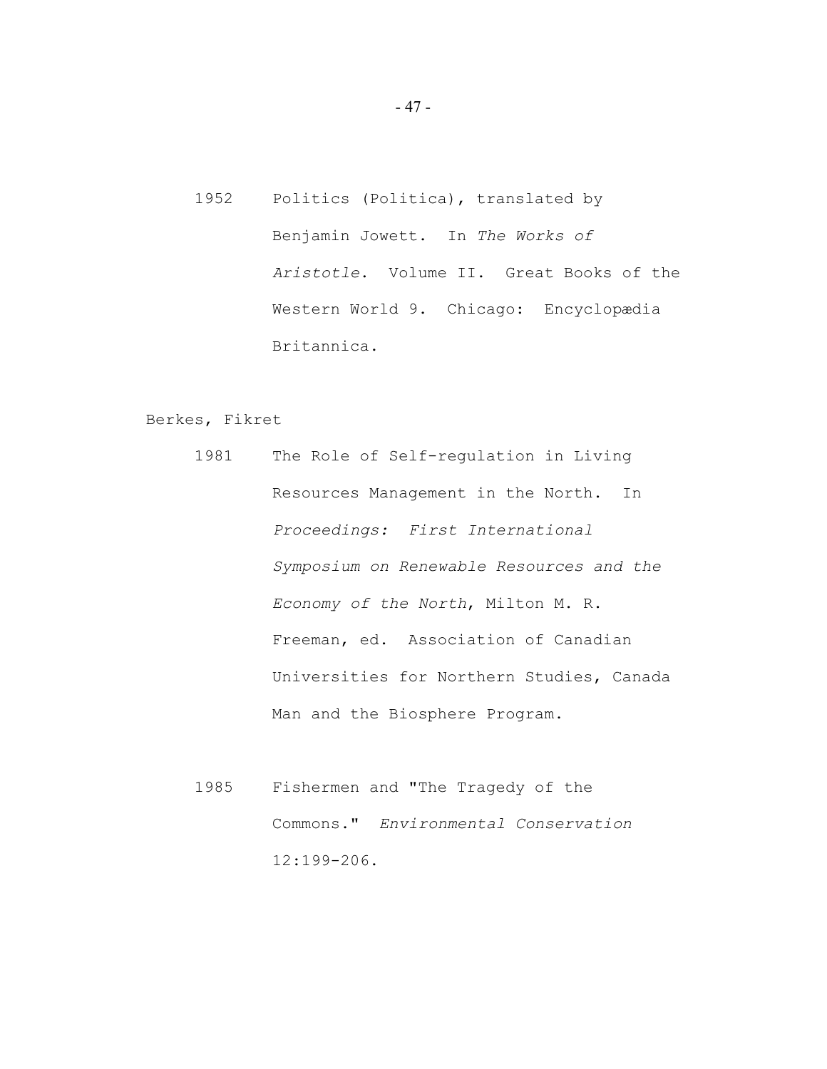1952 Politics (Politica), translated by Benjamin Jowett. In *The Works of Aristotle*. Volume II. Great Books of the Western World 9. Chicago: Encyclopædia Britannica.

Berkes, Fikret

1981 The Role of Self-regulation in Living Resources Management in the North. In *Proceedings: First International Symposium on Renewable Resources and the Economy of the North*, Milton M. R. Freeman, ed. Association of Canadian Universities for Northern Studies, Canada Man and the Biosphere Program.

1985 Fishermen and "The Tragedy of the Commons." *Environmental Conservation* 12:199-206.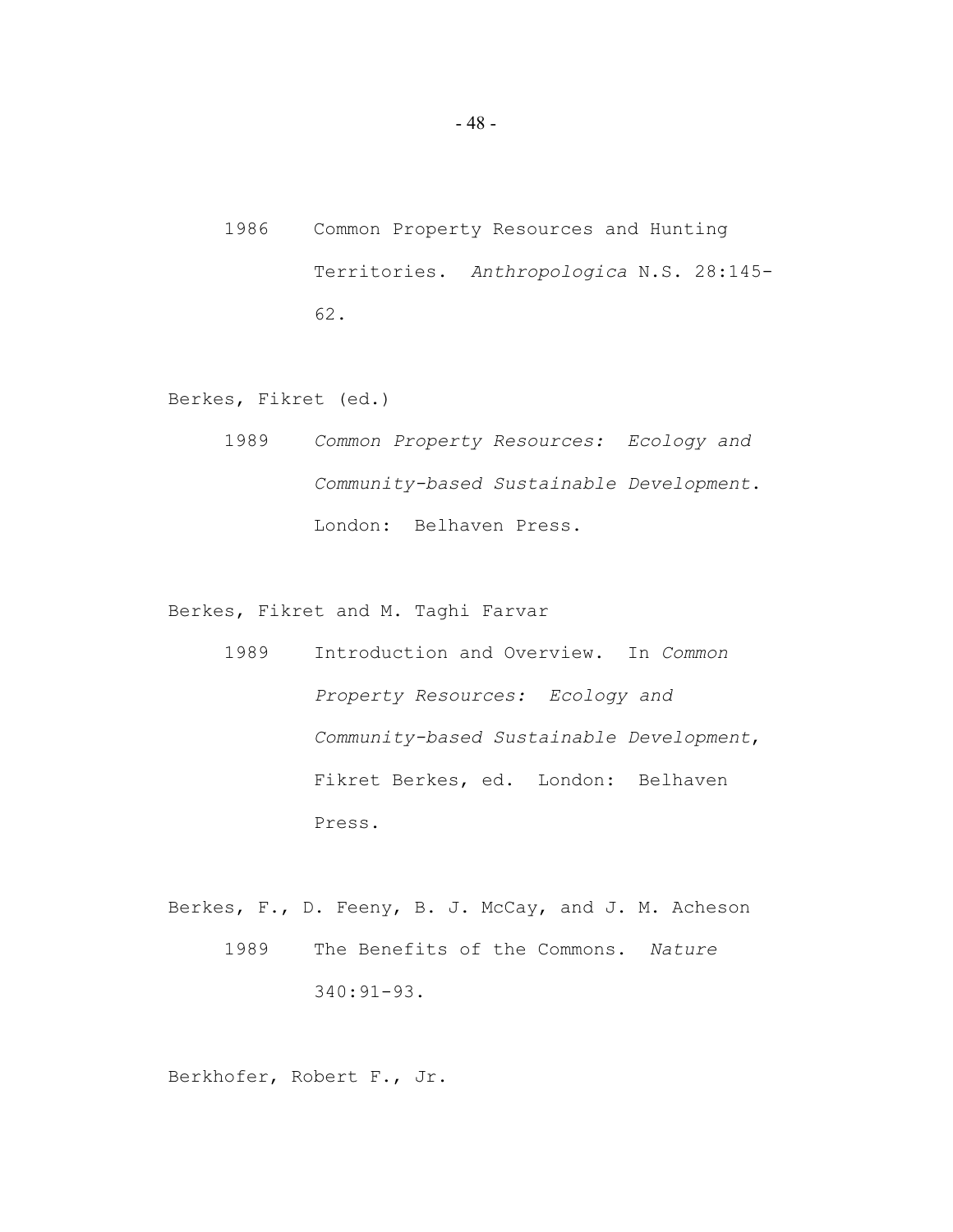1986 Common Property Resources and Hunting Territories. *Anthropologica* N.S. 28:145-62.

Berkes, Fikret (ed.)

1989 *Common Property Resources: Ecology and Community-based Sustainable Development.* London: Belhaven Press.

Berkes, Fikret and M. Taghi Farvar

1989 Introduction and Overview. In *Common Property Resources: Ecology and Community-based Sustainable Development*, Fikret Berkes, ed. London: Belhaven Press.

Berkes, F., D. Feeny, B. J. McCay, and J. M. Acheson

1989 The Benefits of the Commons. *Nature* 340:91-93.

Berkhofer, Robert F., Jr.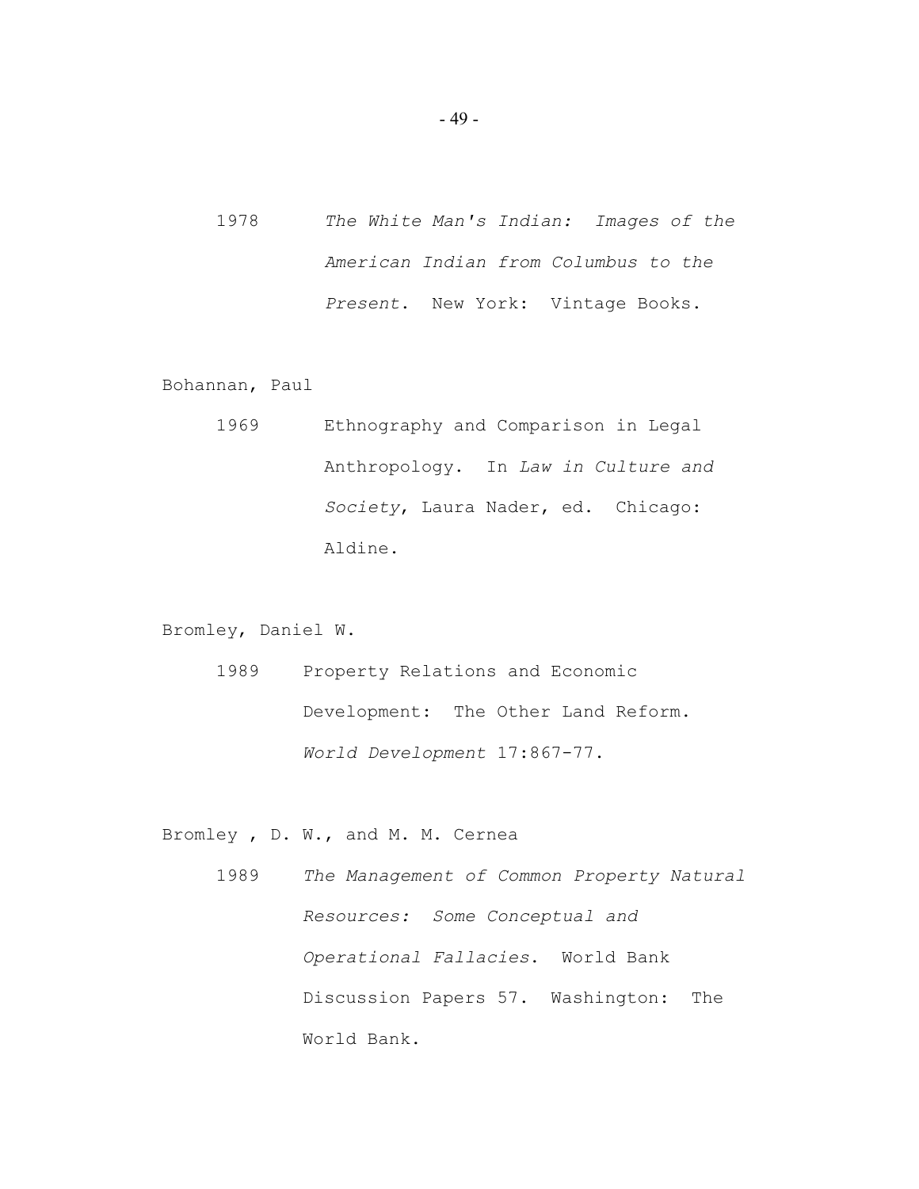1978 *The White Man's Indian: Images of the American Indian from Columbus to the Present*. New York: Vintage Books.

Bohannan, Paul

1969 Ethnography and Comparison in Legal Anthropology. In *Law in Culture and Society*, Laura Nader, ed. Chicago: Aldine.

Bromley, Daniel W.

1989 Property Relations and Economic Development: The Other Land Reform. *World Development* 17:867-77.

Bromley , D. W., and M. M. Cernea

1989 *The Management of Common Property Natural Resources: Some Conceptual and Operational Fallacies*. World Bank Discussion Papers 57. Washington: The World Bank.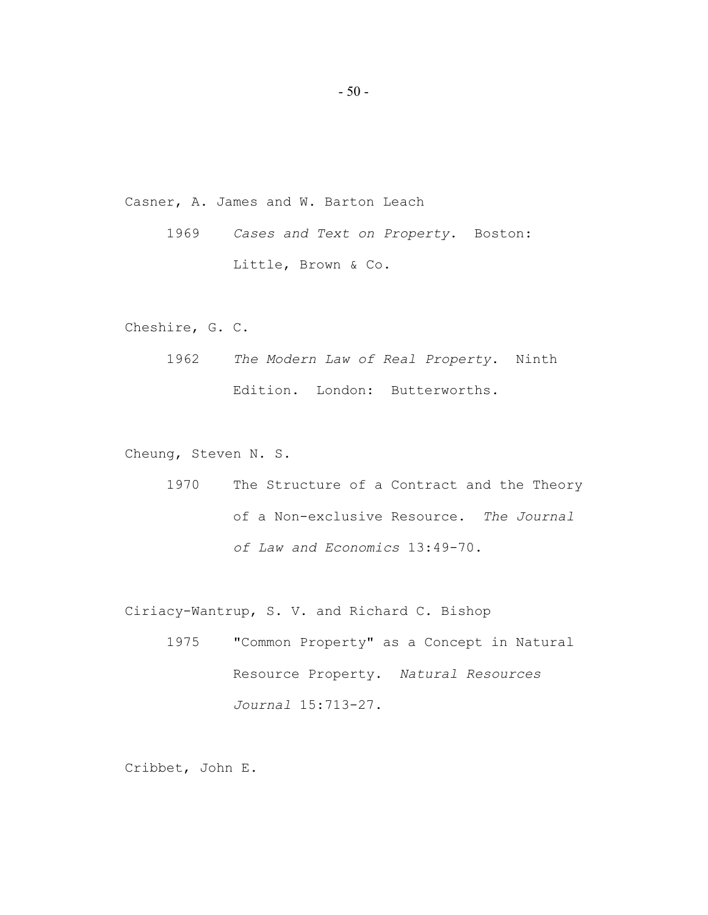Casner, A. James and W. Barton Leach

1969 *Cases and Text on Property*. Boston: Little, Brown & Co.

Cheshire, G. C.

1962 *The Modern Law of Real Property*. Ninth Edition. London: Butterworths.

Cheung, Steven N. S.

1970 The Structure of a Contract and the Theory of a Non-exclusive Resource. *The Journal of Law and Economics* 13:49-70.

Ciriacy-Wantrup, S. V. and Richard C. Bishop

1975 "Common Property" as a Concept in Natural Resource Property. *Natural Resources Journal* 15:713-27.

Cribbet, John E.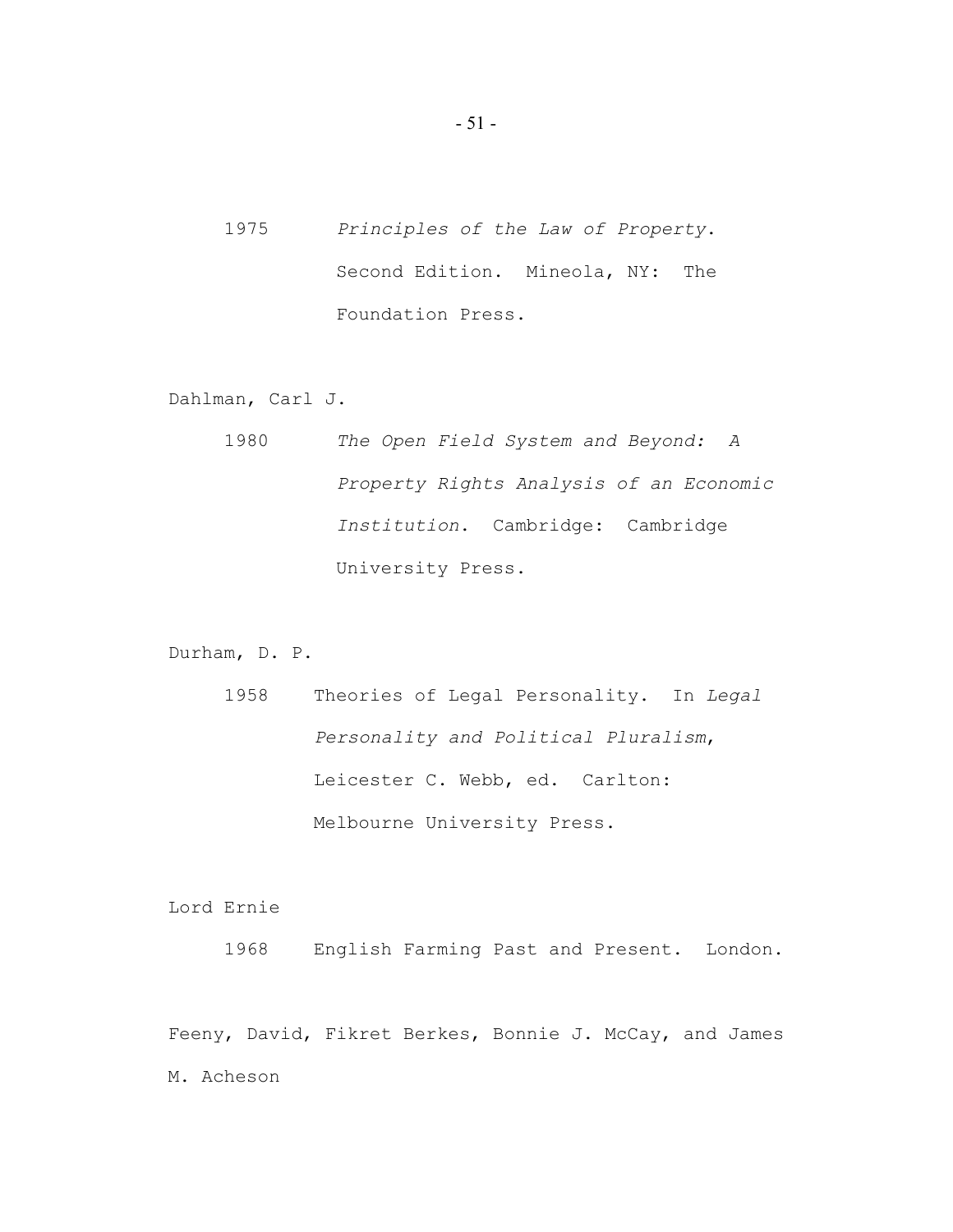1975 *Principles of the Law of Property*. Second Edition. Mineola, NY: The Foundation Press.

Dahlman, Carl J.

1980 *The Open Field System and Beyond: A Property Rights Analysis of an Economic Institution*. Cambridge: Cambridge University Press.

Durham, D. P.

1958 Theories of Legal Personality. In *Legal Personality and Political Pluralism*, Leicester C. Webb, ed. Carlton: Melbourne University Press.

Lord Ernie

1968 English Farming Past and Present. London.

Feeny, David, Fikret Berkes, Bonnie J. McCay, and James M. Acheson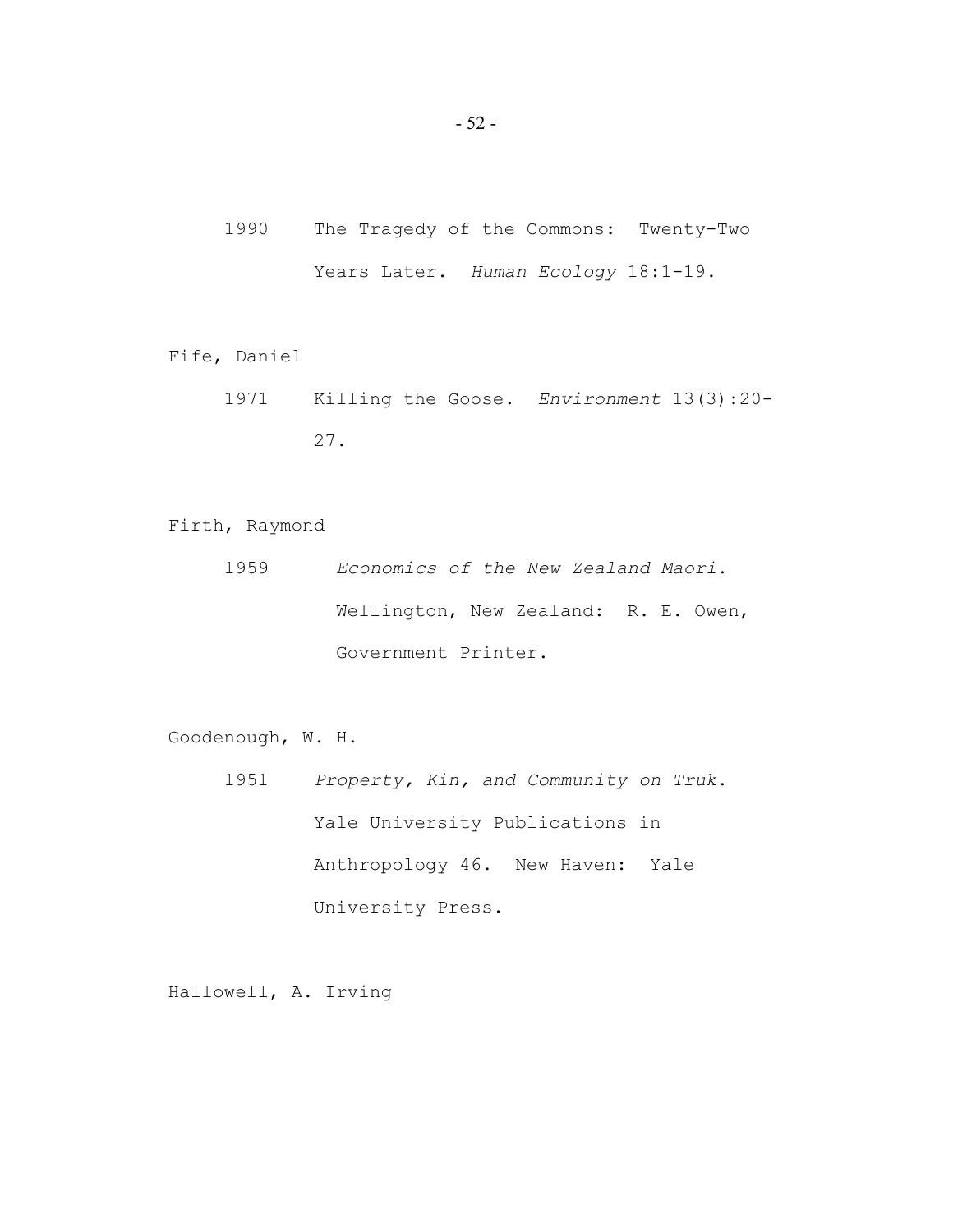1990 The Tragedy of the Commons: Twenty-Two Years Later. *Human Ecology* 18:1-19.

Fife, Daniel

1971 Killing the Goose. *Environment* 13(3):20-27.

Firth, Raymond

1959 *Economics of the New Zealand Maori*. Wellington, New Zealand: R. E. Owen, Government Printer.

Goodenough, W. H.

1951 *Property, Kin, and Community on Truk*. Yale University Publications in Anthropology 46. New Haven: Yale University Press.

Hallowell, A. Irving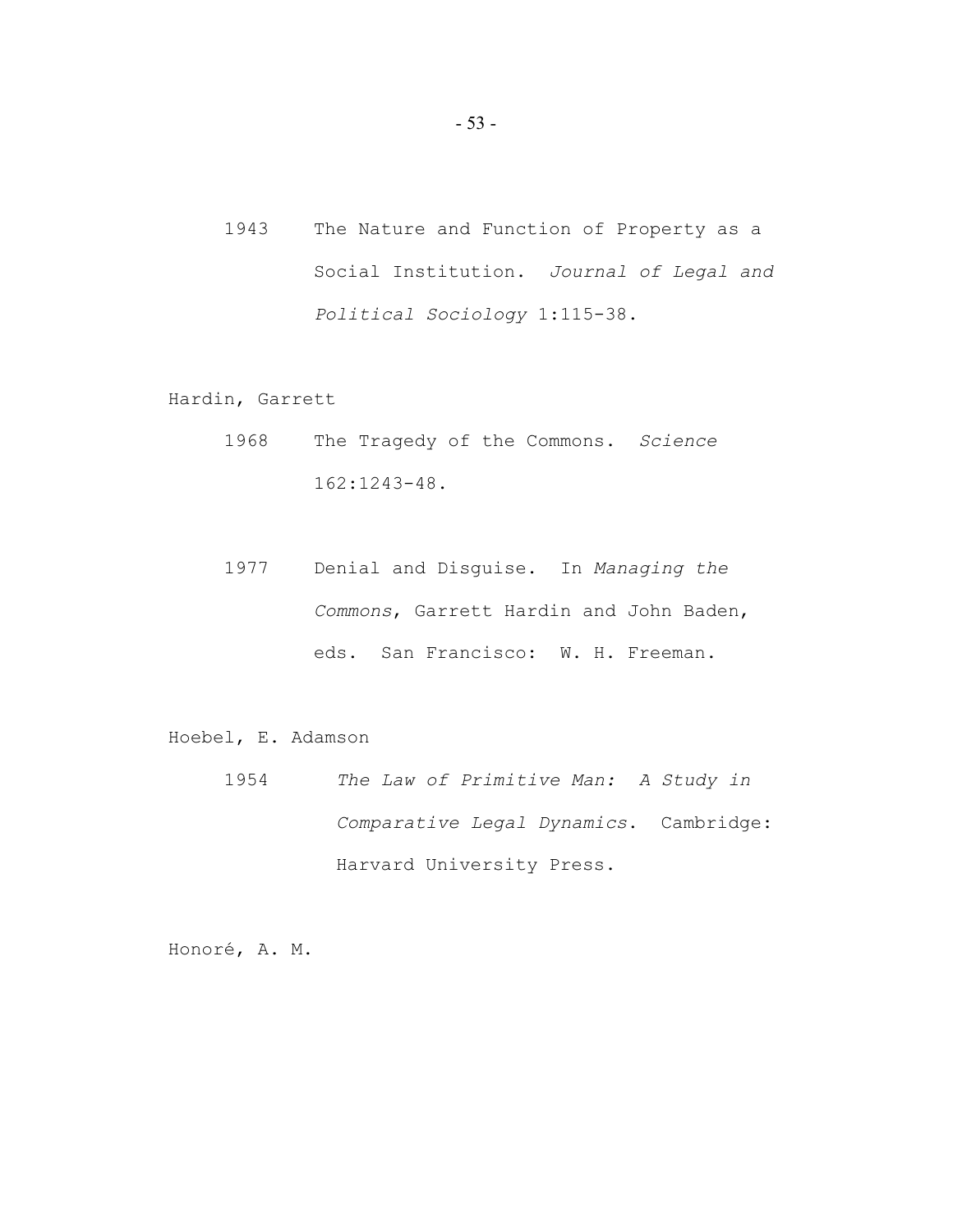1943 The Nature and Function of Property as a Social Institution. *Journal of Legal and Political Sociology* 1:115-38.

Hardin, Garrett

1968 The Tragedy of the Commons. *Science* 162:1243-48.

1977 Denial and Disguise. In *Managing the Commons*, Garrett Hardin and John Baden, eds. San Francisco: W. H. Freeman.

Hoebel, E. Adamson

1954 *The Law of Primitive Man: A Study in Comparative Legal Dynamics*. Cambridge: Harvard University Press.

Honoré, A. M.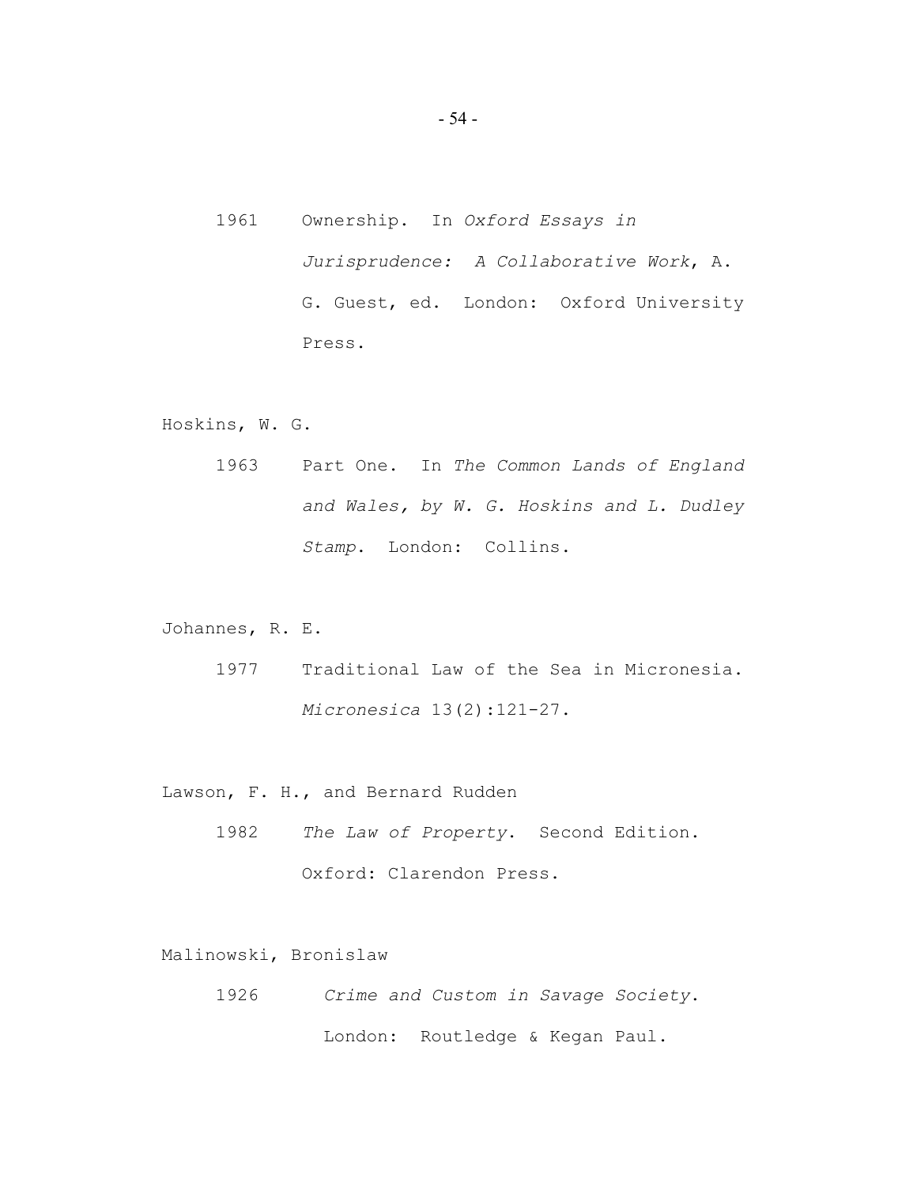1961 Ownership. In *Oxford Essays in Jurisprudence: A Collaborative Work*, A. G. Guest, ed. London: Oxford University Press.

Hoskins, W. G.

1963 Part One. In *The Common Lands of England and Wales, by W. G. Hoskins and L. Dudley Stamp*. London: Collins.

Johannes, R. E.

1977 Traditional Law of the Sea in Micronesia. *Micronesica* 13(2):121-27.

Lawson, F. H., and Bernard Rudden

1982 *The Law of Property*. Second Edition. Oxford: Clarendon Press.

Malinowski, Bronislaw

1926 *Crime and Custom in Savage Society.* London: Routledge & Kegan Paul.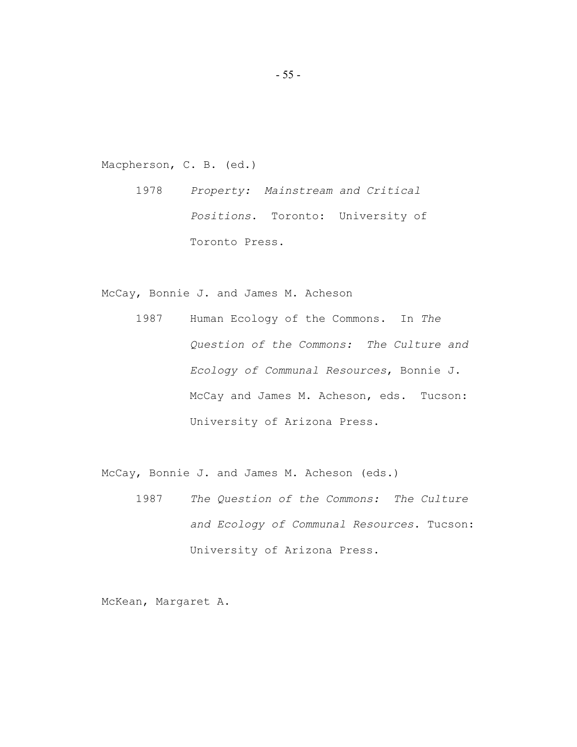Macpherson, C. B. (ed.)

1978 *Property: Mainstream and Critical Positions*. Toronto: University of Toronto Press.

McCay, Bonnie J. and James M. Acheson

1987 Human Ecology of the Commons. In *The Question of the Commons: The Culture and Ecology of Communal Resources*, Bonnie J. McCay and James M. Acheson, eds. Tucson: University of Arizona Press.

McCay, Bonnie J. and James M. Acheson (eds.)

1987 *The Question of the Commons: The Culture and Ecology of Communal Resources*. Tucson: University of Arizona Press.

McKean, Margaret A.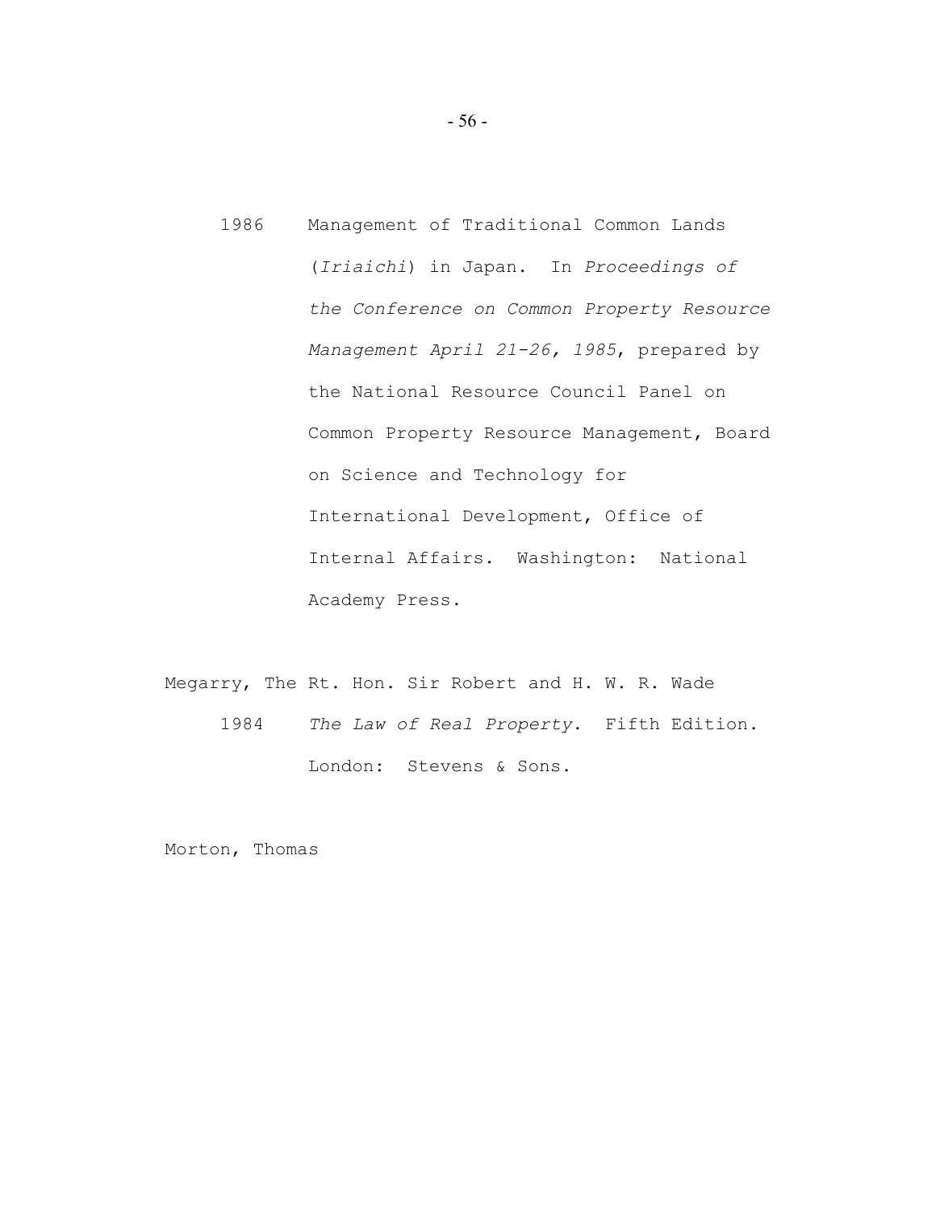1986 Management of Traditional Common Lands (*Iriaichi*) in Japan. In *Proceedings of the Conference on Common Property Resource Management April 21-26, 1985*, prepared by the National Resource Council Panel on Common Property Resource Management, Board on Science and Technology for International Development, Office of Internal Affairs. Washington: National Academy Press.

Megarry, The Rt. Hon. Sir Robert and H. W. R. Wade

1984 *The Law of Real Property*. Fifth Edition. London: Stevens & Sons.

Morton, Thomas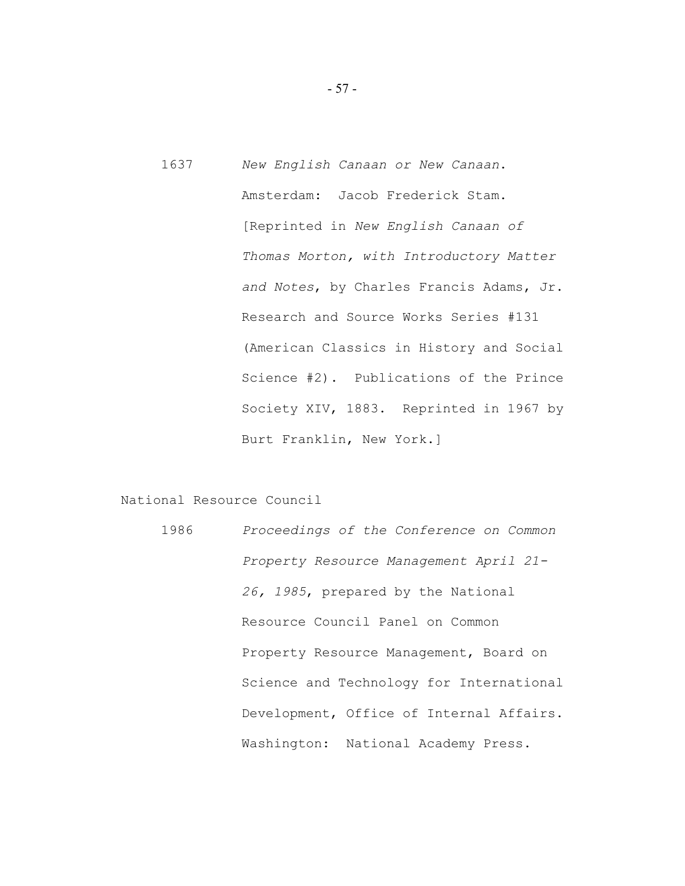1637 *New English Canaan or New Canaan*. Amsterdam: Jacob Frederick Stam. [Reprinted in *New English Canaan of Thomas Morton, with Introductory Matter and Notes*, by Charles Francis Adams, Jr. Research and Source Works Series #131 (American Classics in History and Social Science #2). Publications of the Prince Society XIV, 1883. Reprinted in 1967 by Burt Franklin, New York.]

National Resource Council

1986 *Proceedings of the Conference on Common Property Resource Management April 21-26, 1985*, prepared by the National Resource Council Panel on Common Property Resource Management, Board on Science and Technology for International Development, Office of Internal Affairs. Washington: National Academy Press.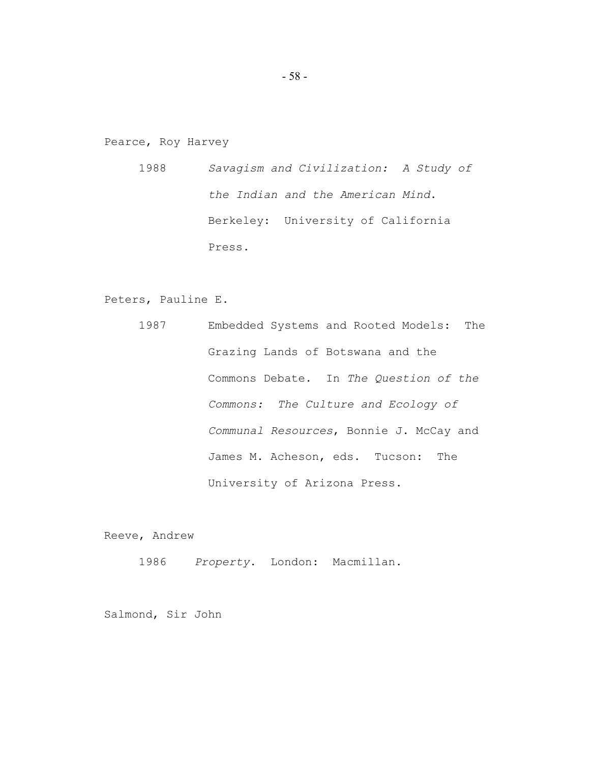Pearce, Roy Harvey

1988 *Savagism and Civilization: A Study of the Indian and the American Mind*. Berkeley: University of California Press.

Peters, Pauline E.

1987 Embedded Systems and Rooted Models: The Grazing Lands of Botswana and the Commons Debate. In *The Question of the Commons: The Culture and Ecology of Communal Resources*, Bonnie J. McCay and James M. Acheson, eds. Tucson: The University of Arizona Press.

Reeve, Andrew

1986 *Property*. London: Macmillan.

Salmond, Sir John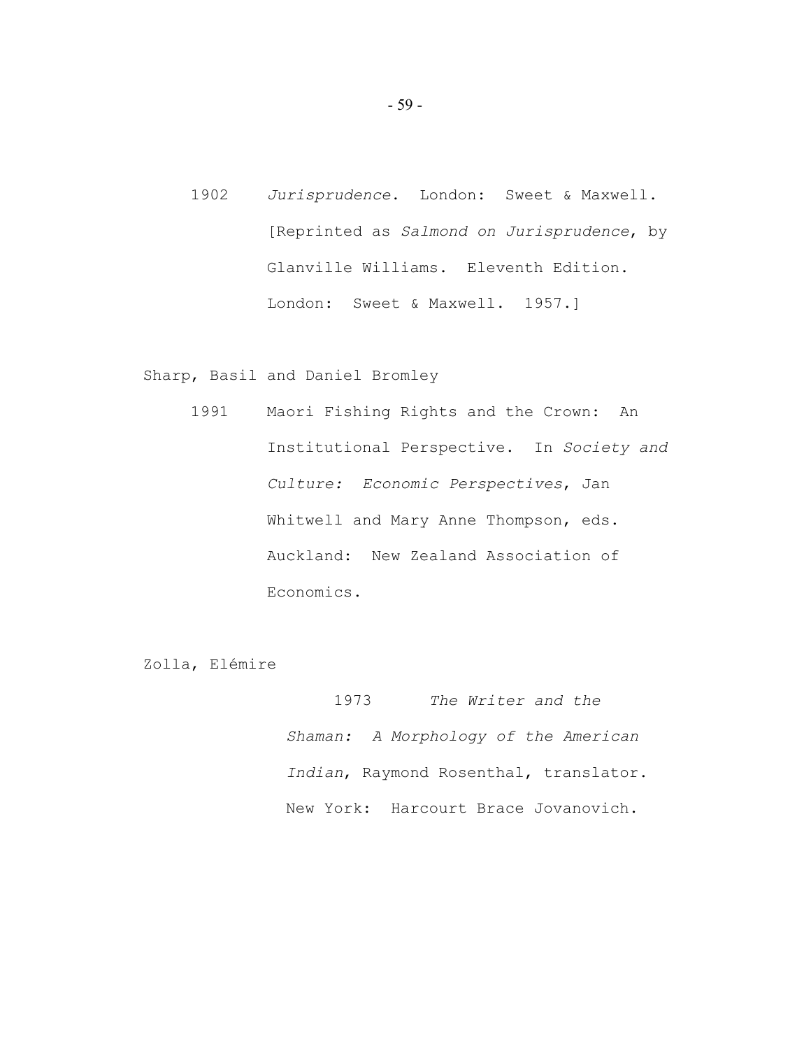1902 *Jurisprudence*. London: Sweet & Maxwell. [Reprinted as *Salmond on Jurisprudence*, by Glanville Williams. Eleventh Edition. London: Sweet & Maxwell. 1957.]

Sharp, Basil and Daniel Bromley

1991 Maori Fishing Rights and the Crown: An Institutional Perspective. In *Society and Culture: Economic Perspectives*, Jan Whitwell and Mary Anne Thompson, eds. Auckland: New Zealand Association of Economics.

Zolla, Elémire

1973 *The Writer and the Shaman: A Morphology of the American Indian*, Raymond Rosenthal, translator. New York: Harcourt Brace Jovanovich.